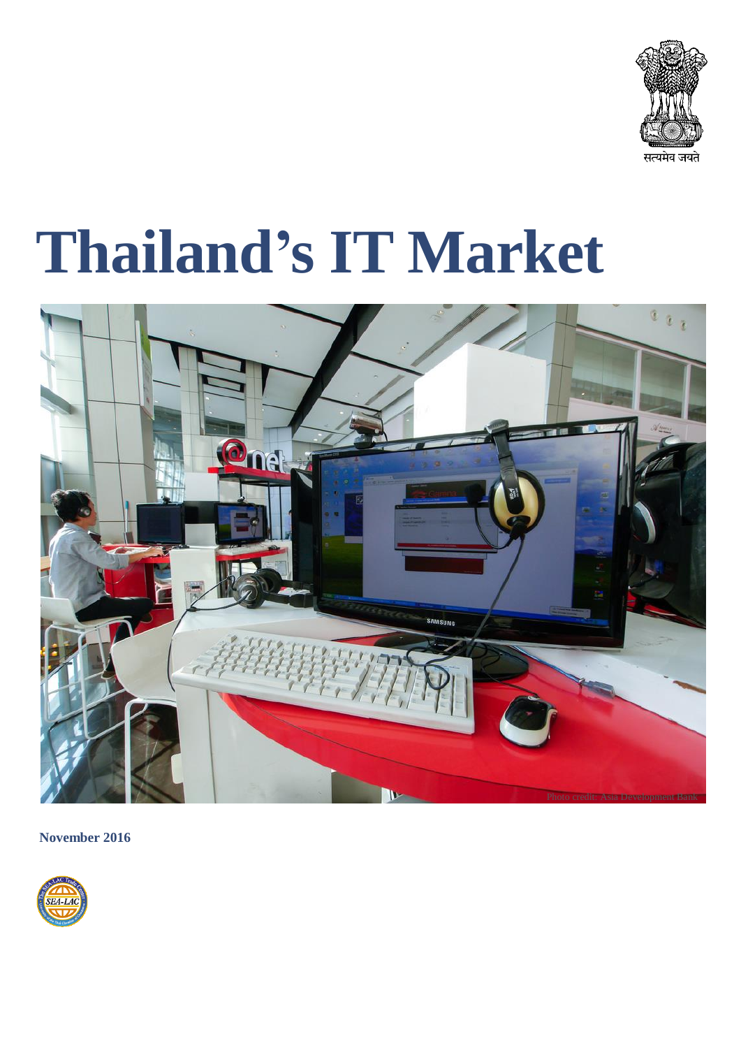सत्यमेव जयते

# Thailand's IT Market

Photo credit: Asia Development Bank

**November 2016**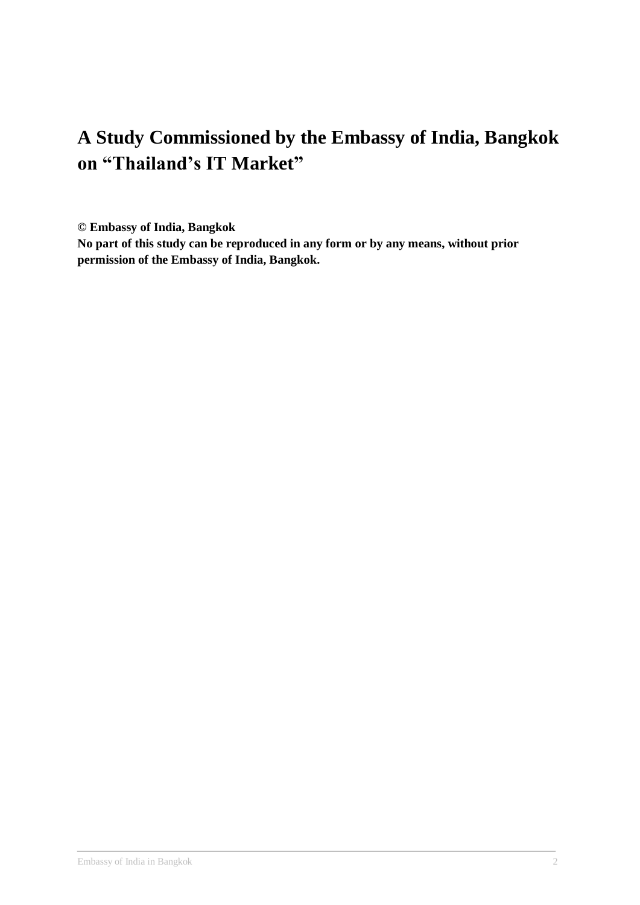# A Study Commissioned by the Embassy of India, Bangkok on "Thailand's IT Market"

**© Embassy of India, Bangkok**
**No part of this study can be reproduced in any form or by any means, without prior permission of the Embassy of India, Bangkok.**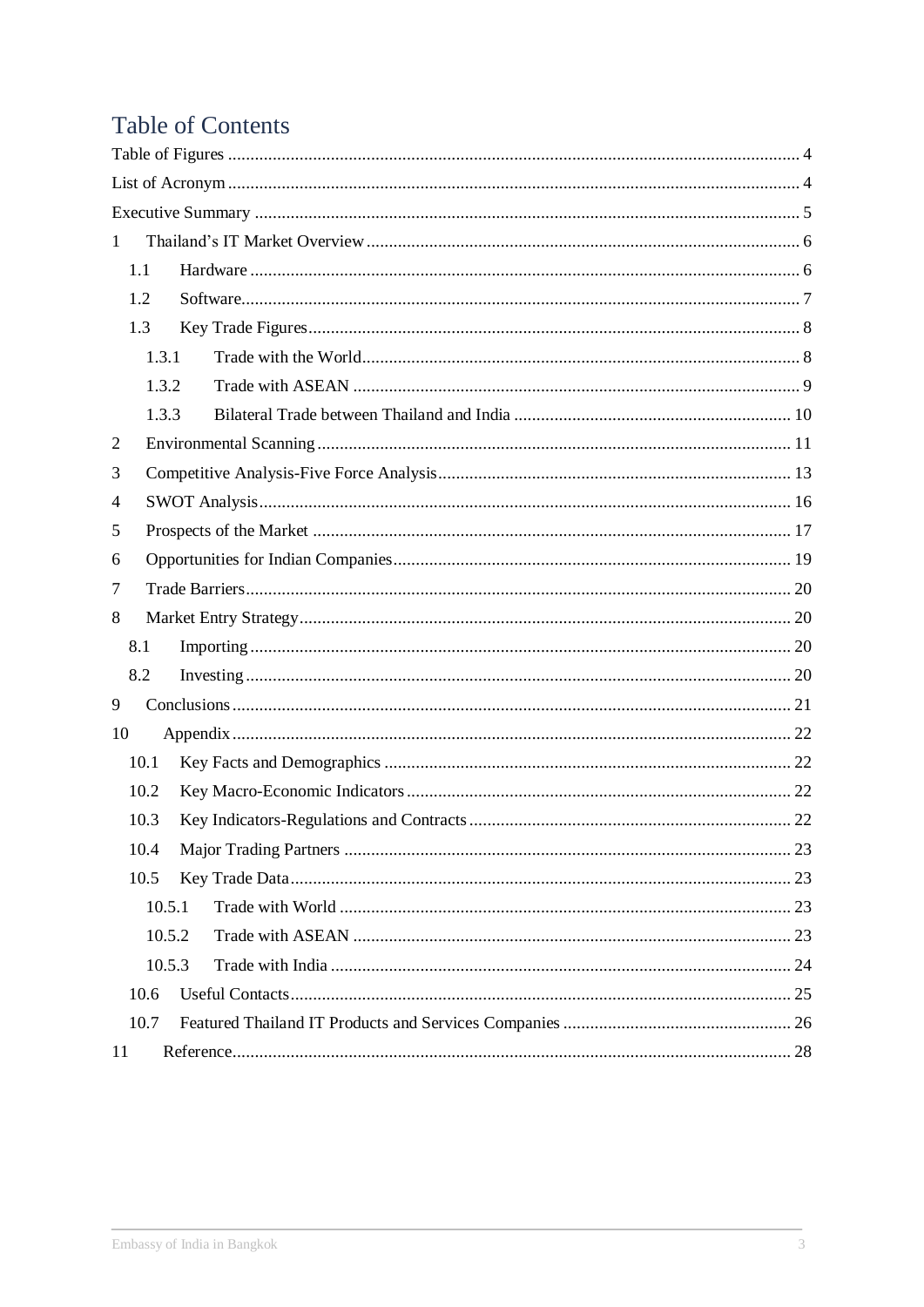# Table of Contents

- Table of Figures ........ 4
- List of Acronym ........ 4
- Executive Summary ........ 5
- 1 Thailand's IT Market Overview ........ 6
  - 1.1 Hardware ........ 6
  - 1.2 Software ........ 7
  - 1.3 Key Trade Figures ........ 8
    - 1.3.1 Trade with the World ........ 8
    - 1.3.2 Trade with ASEAN ........ 9
    - 1.3.3 Bilateral Trade between Thailand and India ........ 10
- 2 Environmental Scanning ........ 11
- 3 Competitive Analysis-Five Force Analysis ........ 13
- 4 SWOT Analysis ........ 16
- 5 Prospects of the Market ........ 17
- 6 Opportunities for Indian Companies ........ 19
- 7 Trade Barriers ........ 20
- 8 Market Entry Strategy ........ 20
  - 8.1 Importing ........ 20
  - 8.2 Investing ........ 20
- 9 Conclusions ........ 21
- 10 Appendix ........ 22
  - 10.1 Key Facts and Demographics ........ 22
  - 10.2 Key Macro-Economic Indicators ........ 22
  - 10.3 Key Indicators-Regulations and Contracts ........ 22
  - 10.4 Major Trading Partners ........ 23
  - 10.5 Key Trade Data ........ 23
    - 10.5.1 Trade with World ........ 23
    - 10.5.2 Trade with ASEAN ........ 23
    - 10.5.3 Trade with India ........ 24
  - 10.6 Useful Contacts ........ 25
  - 10.7 Featured Thailand IT Products and Services Companies ........ 26
- 11 Reference ........ 28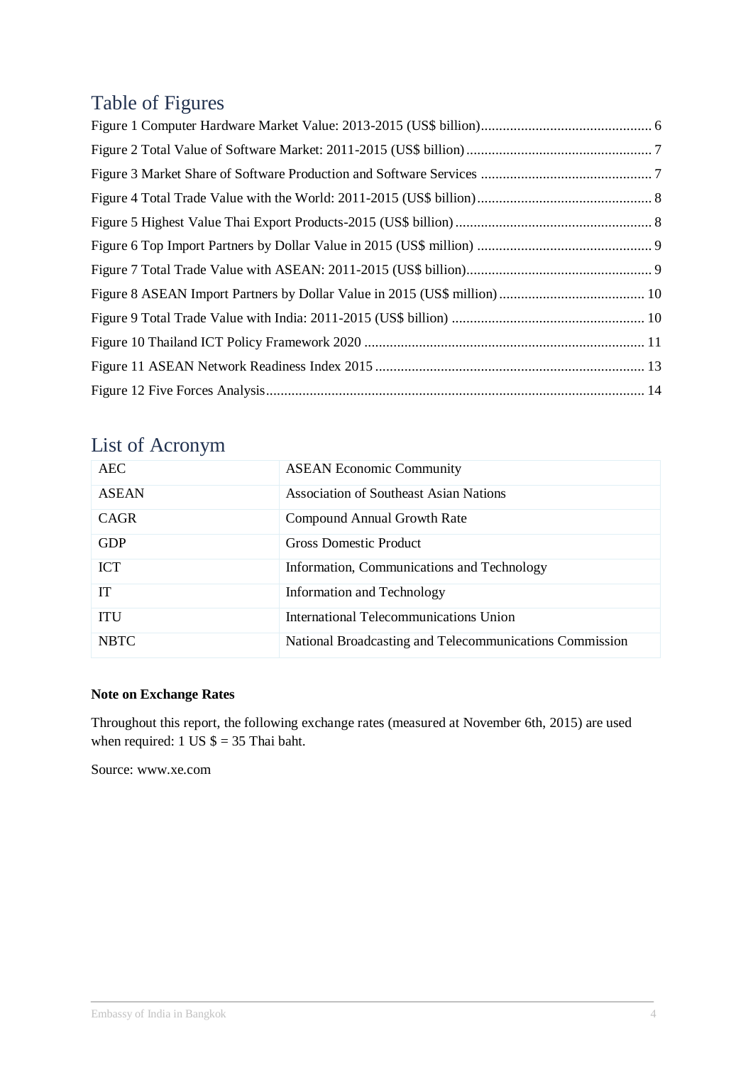## Table of Figures

Figure 1 Computer Hardware Market Value: 2013-2015 (US$ billion) ..... 6
Figure 2 Total Value of Software Market: 2011-2015 (US$ billion) ..... 7
Figure 3 Market Share of Software Production and Software Services ..... 7
Figure 4 Total Trade Value with the World: 2011-2015 (US$ billion) ..... 8
Figure 5 Highest Value Thai Export Products-2015 (US$ billion) ..... 8
Figure 6 Top Import Partners by Dollar Value in 2015 (US$ million) ..... 9
Figure 7 Total Trade Value with ASEAN: 2011-2015 (US$ billion) ..... 9
Figure 8 ASEAN Import Partners by Dollar Value in 2015 (US$ million) ..... 10
Figure 9 Total Trade Value with India: 2011-2015 (US$ billion) ..... 10
Figure 10 Thailand ICT Policy Framework 2020 ..... 11
Figure 11 ASEAN Network Readiness Index 2015 ..... 13
Figure 12 Five Forces Analysis ..... 14

## List of Acronym

| | |
|---|---|
| AEC | ASEAN Economic Community |
| ASEAN | Association of Southeast Asian Nations |
| CAGR | Compound Annual Growth Rate |
| GDP | Gross Domestic Product |
| ICT | Information, Communications and Technology |
| IT | Information and Technology |
| ITU | International Telecommunications Union |
| NBTC | National Broadcasting and Telecommunications Commission |

**Note on Exchange Rates**

Throughout this report, the following exchange rates (measured at November 6th, 2015) are used when required: 1 US $ = 35 Thai baht.

Source: www.xe.com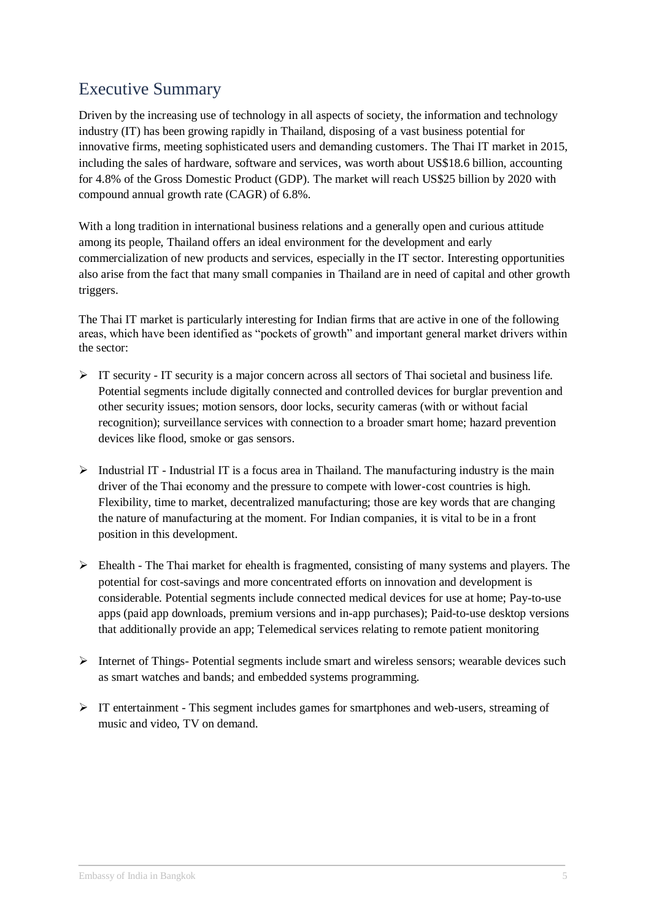## Executive Summary

Driven by the increasing use of technology in all aspects of society, the information and technology industry (IT) has been growing rapidly in Thailand, disposing of a vast business potential for innovative firms, meeting sophisticated users and demanding customers. The Thai IT market in 2015, including the sales of hardware, software and services, was worth about US$18.6 billion, accounting for 4.8% of the Gross Domestic Product (GDP). The market will reach US$25 billion by 2020 with compound annual growth rate (CAGR) of 6.8%.

With a long tradition in international business relations and a generally open and curious attitude among its people, Thailand offers an ideal environment for the development and early commercialization of new products and services, especially in the IT sector. Interesting opportunities also arise from the fact that many small companies in Thailand are in need of capital and other growth triggers.

The Thai IT market is particularly interesting for Indian firms that are active in one of the following areas, which have been identified as "pockets of growth" and important general market drivers within the sector:

- IT security - IT security is a major concern across all sectors of Thai societal and business life. Potential segments include digitally connected and controlled devices for burglar prevention and other security issues; motion sensors, door locks, security cameras (with or without facial recognition); surveillance services with connection to a broader smart home; hazard prevention devices like flood, smoke or gas sensors.

- Industrial IT - Industrial IT is a focus area in Thailand. The manufacturing industry is the main driver of the Thai economy and the pressure to compete with lower-cost countries is high. Flexibility, time to market, decentralized manufacturing; those are key words that are changing the nature of manufacturing at the moment. For Indian companies, it is vital to be in a front position in this development.

- Ehealth - The Thai market for ehealth is fragmented, consisting of many systems and players. The potential for cost-savings and more concentrated efforts on innovation and development is considerable. Potential segments include connected medical devices for use at home; Pay-to-use apps (paid app downloads, premium versions and in-app purchases); Paid-to-use desktop versions that additionally provide an app; Telemedical services relating to remote patient monitoring

- Internet of Things- Potential segments include smart and wireless sensors; wearable devices such as smart watches and bands; and embedded systems programming.

- IT entertainment - This segment includes games for smartphones and web-users, streaming of music and video, TV on demand.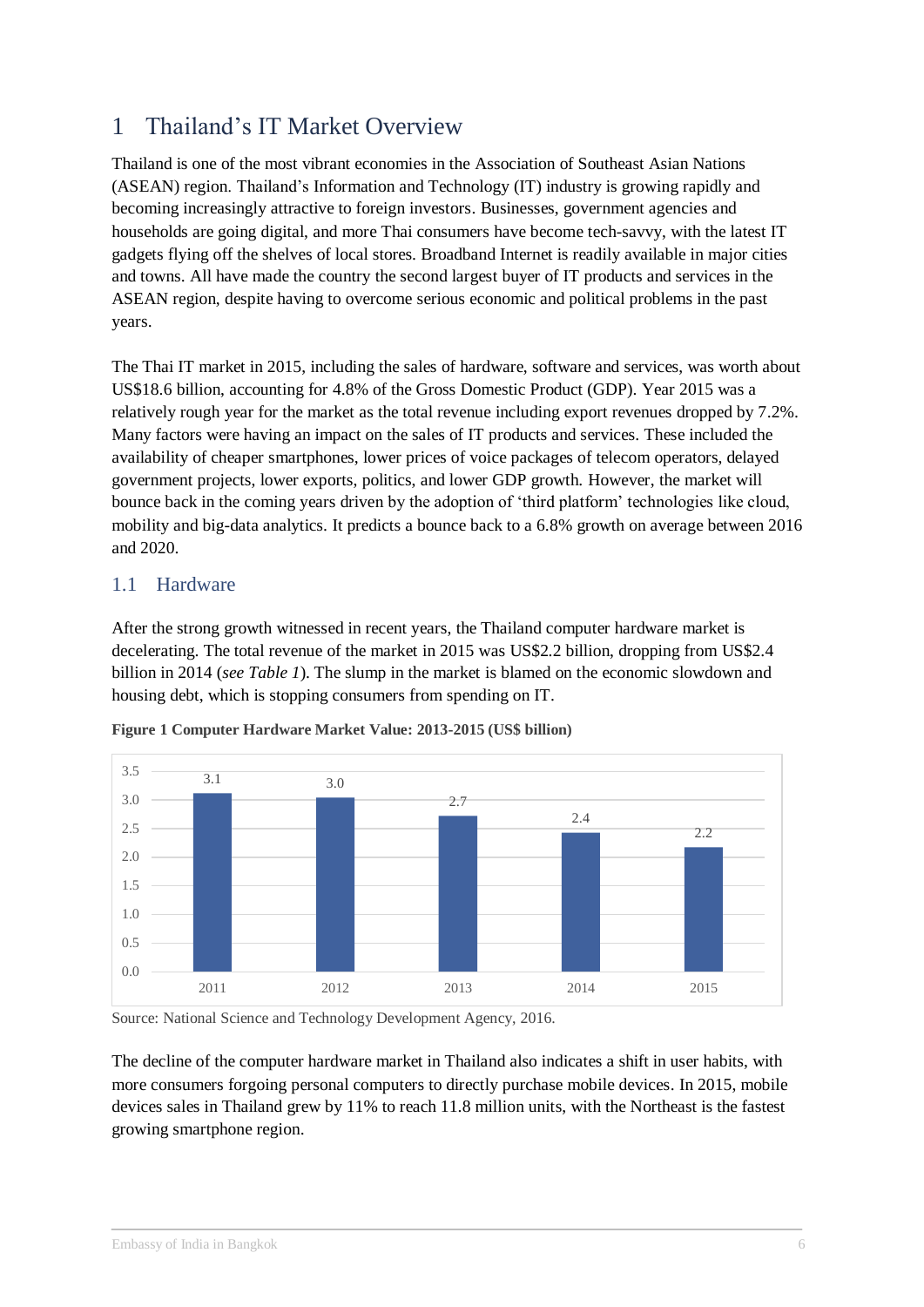# 1 Thailand's IT Market Overview

Thailand is one of the most vibrant economies in the Association of Southeast Asian Nations (ASEAN) region. Thailand's Information and Technology (IT) industry is growing rapidly and becoming increasingly attractive to foreign investors. Businesses, government agencies and households are going digital, and more Thai consumers have become tech-savvy, with the latest IT gadgets flying off the shelves of local stores. Broadband Internet is readily available in major cities and towns. All have made the country the second largest buyer of IT products and services in the ASEAN region, despite having to overcome serious economic and political problems in the past years.

The Thai IT market in 2015, including the sales of hardware, software and services, was worth about US$18.6 billion, accounting for 4.8% of the Gross Domestic Product (GDP). Year 2015 was a relatively rough year for the market as the total revenue including export revenues dropped by 7.2%. Many factors were having an impact on the sales of IT products and services. These included the availability of cheaper smartphones, lower prices of voice packages of telecom operators, delayed government projects, lower exports, politics, and lower GDP growth. However, the market will bounce back in the coming years driven by the adoption of 'third platform' technologies like cloud, mobility and big-data analytics. It predicts a bounce back to a 6.8% growth on average between 2016 and 2020.

## 1.1 Hardware

After the strong growth witnessed in recent years, the Thailand computer hardware market is decelerating. The total revenue of the market in 2015 was US$2.2 billion, dropping from US$2.4 billion in 2014 (*see Table 1*). The slump in the market is blamed on the economic slowdown and housing debt, which is stopping consumers from spending on IT.

**Figure 1 Computer Hardware Market Value: 2013-2015 (US$ billion)**

| Year | 2011 | 2012 | 2013 | 2014 | 2015 |
|---|---|---|---|---|---|
| US$ billion | 3.1 | 3.0 | 2.7 | 2.4 | 2.2 |

Source: National Science and Technology Development Agency, 2016.

The decline of the computer hardware market in Thailand also indicates a shift in user habits, with more consumers forgoing personal computers to directly purchase mobile devices. In 2015, mobile devices sales in Thailand grew by 11% to reach 11.8 million units, with the Northeast is the fastest growing smartphone region.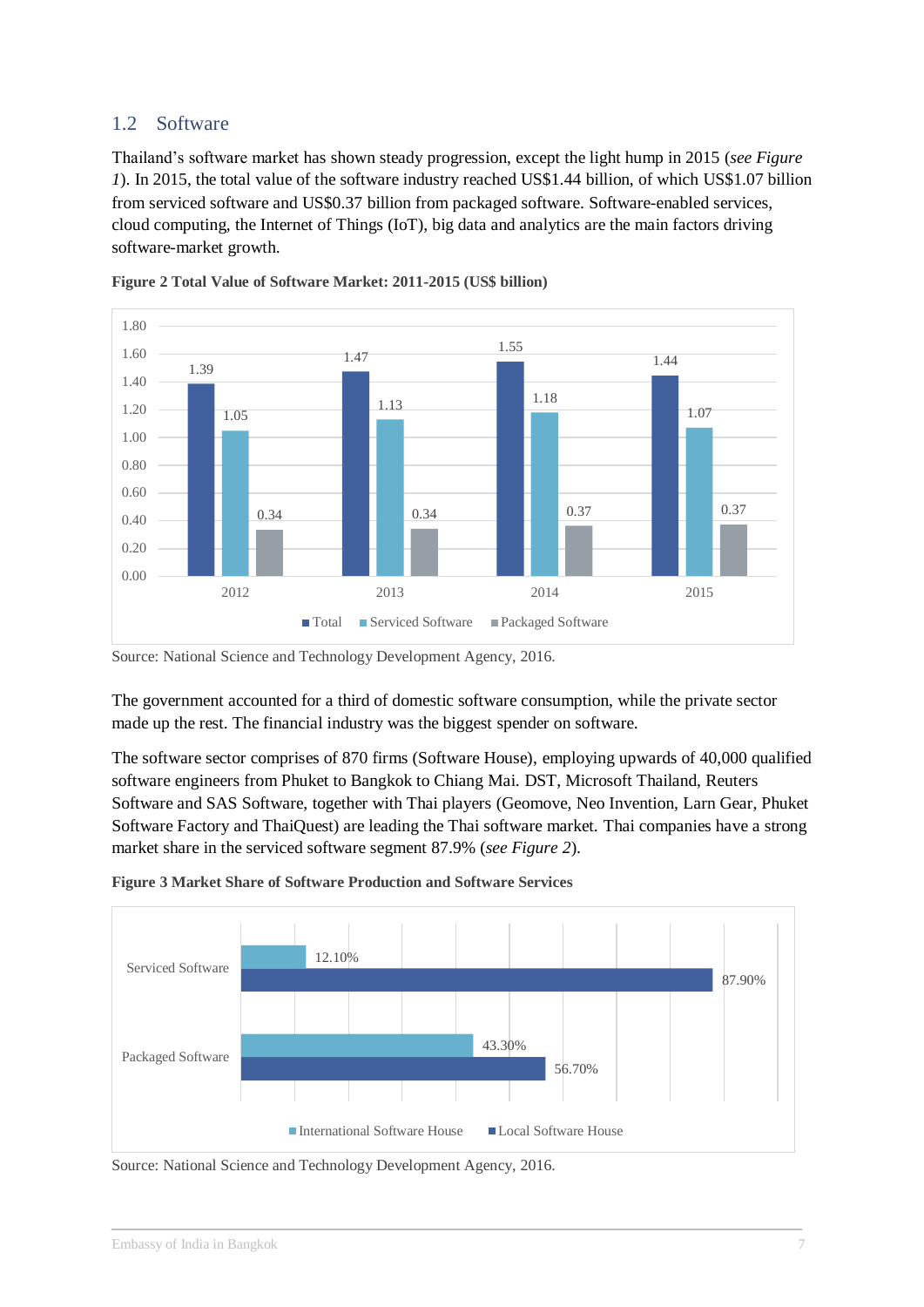## 1.2 Software

Thailand's software market has shown steady progression, except the light hump in 2015 (*see Figure 1*). In 2015, the total value of the software industry reached US$1.44 billion, of which US$1.07 billion from serviced software and US$0.37 billion from packaged software. Software-enabled services, cloud computing, the Internet of Things (IoT), big data and analytics are the main factors driving software-market growth.

**Figure 2 Total Value of Software Market: 2011-2015 (US$ billion)**

| Year | Total | Serviced Software | Packaged Software |
|---|---|---|---|
| 2012 | 1.39 | 1.05 | 0.34 |
| 2013 | 1.47 | 1.13 | 0.34 |
| 2014 | 1.55 | 1.18 | 0.37 |
| 2015 | 1.44 | 1.07 | 0.37 |

Source: National Science and Technology Development Agency, 2016.

The government accounted for a third of domestic software consumption, while the private sector made up the rest. The financial industry was the biggest spender on software.

The software sector comprises of 870 firms (Software House), employing upwards of 40,000 qualified software engineers from Phuket to Bangkok to Chiang Mai. DST, Microsoft Thailand, Reuters Software and SAS Software, together with Thai players (Geomove, Neo Invention, Larn Gear, Phuket Software Factory and ThaiQuest) are leading the Thai software market. Thai companies have a strong market share in the serviced software segment 87.9% (*see Figure 2*).

**Figure 3 Market Share of Software Production and Software Services**

| | International Software House | Local Software House |
|---|---|---|
| Serviced Software | 12.10% | 87.90% |
| Packaged Software | 43.30% | 56.70% |

Source: National Science and Technology Development Agency, 2016.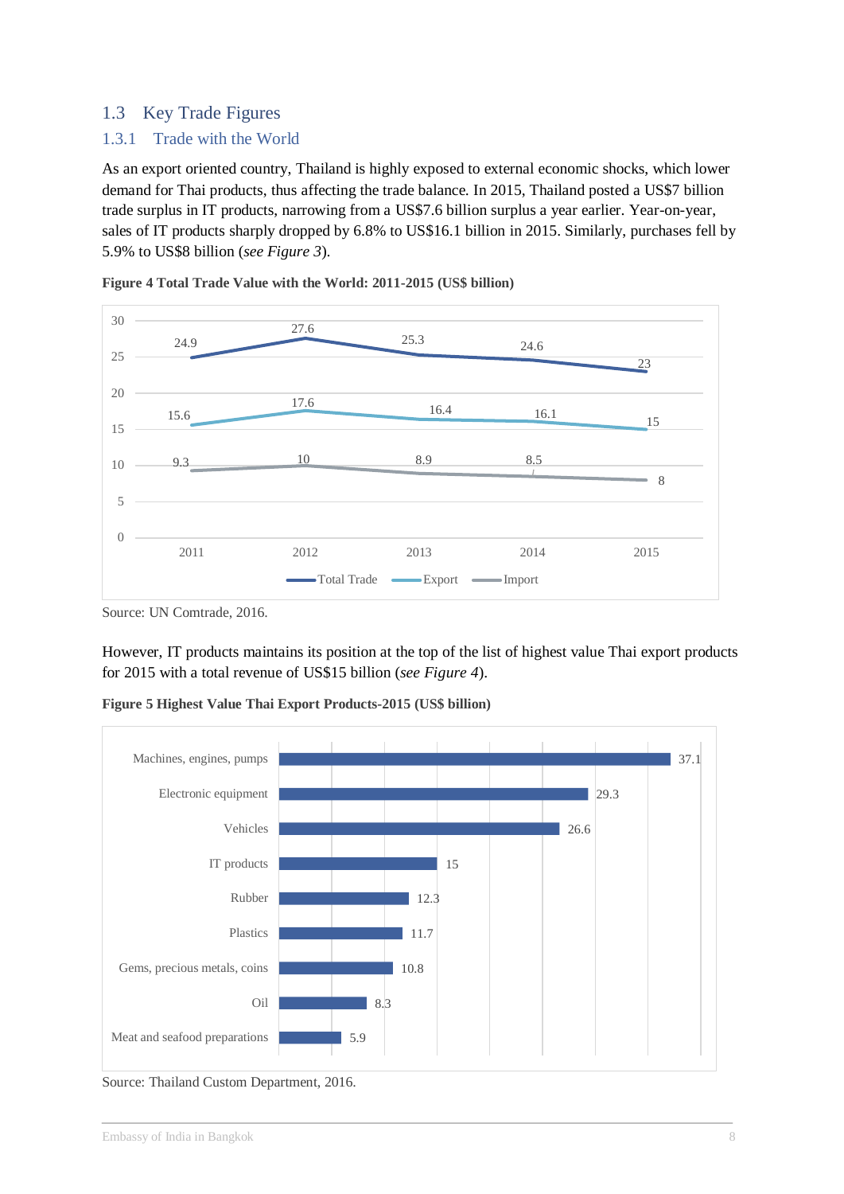## 1.3 Key Trade Figures

### 1.3.1 Trade with the World

As an export oriented country, Thailand is highly exposed to external economic shocks, which lower demand for Thai products, thus affecting the trade balance. In 2015, Thailand posted a US$7 billion trade surplus in IT products, narrowing from a US$7.6 billion surplus a year earlier. Year-on-year, sales of IT products sharply dropped by 6.8% to US$16.1 billion in 2015. Similarly, purchases fell by 5.9% to US$8 billion (*see Figure 3*).

**Figure 4 Total Trade Value with the World: 2011-2015 (US$ billion)**

| Year | Total Trade | Export | Import |
|---|---|---|---|
| 2011 | 24.9 | 15.6 | 9.3 |
| 2012 | 27.6 | 17.6 | 10 |
| 2013 | 25.3 | 16.4 | 8.9 |
| 2014 | 24.6 | 16.1 | 8.5 |
| 2015 | 23 | 15 | 8 |

Source: UN Comtrade, 2016.

However, IT products maintains its position at the top of the list of highest value Thai export products for 2015 with a total revenue of US$15 billion (*see Figure 4*).

**Figure 5 Highest Value Thai Export Products-2015 (US$ billion)**

| Product | Value |
|---|---|
| Machines, engines, pumps | 37.1 |
| Electronic equipment | 29.3 |
| Vehicles | 26.6 |
| IT products | 15 |
| Rubber | 12.3 |
| Plastics | 11.7 |
| Gems, precious metals, coins | 10.8 |
| Oil | 8.3 |
| Meat and seafood preparations | 5.9 |

Source: Thailand Custom Department, 2016.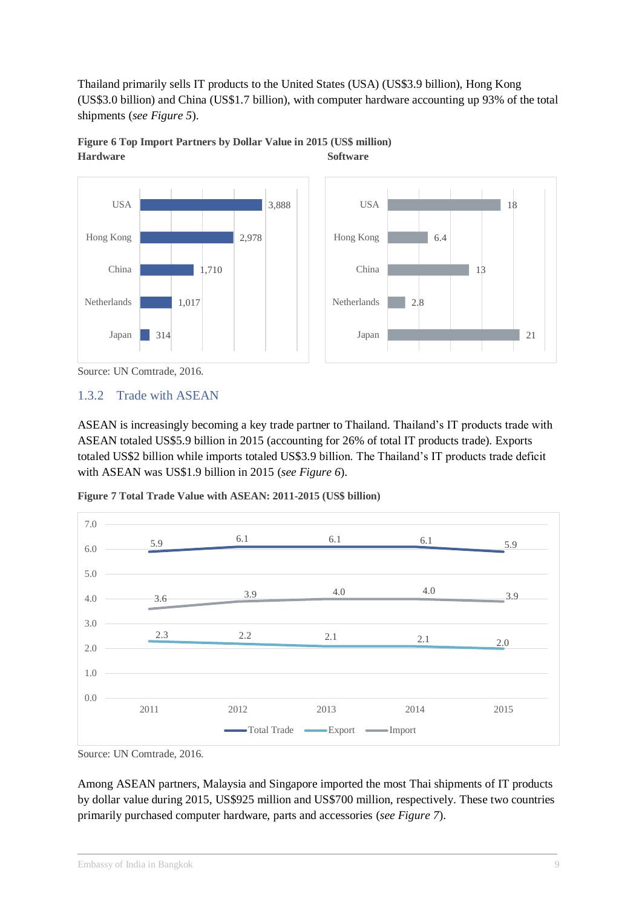Thailand primarily sells IT products to the United States (USA) (US$3.9 billion), Hong Kong (US$3.0 billion) and China (US$1.7 billion), with computer hardware accounting up 93% of the total shipments (*see Figure 5*).

**Figure 6 Top Import Partners by Dollar Value in 2015 (US$ million)**

**Hardware**

| Partner | US$ million |
|---|---|
| USA | 3,888 |
| Hong Kong | 2,978 |
| China | 1,710 |
| Netherlands | 1,017 |
| Japan | 314 |

**Software**

| Partner | US$ million |
|---|---|
| USA | 18 |
| Hong Kong | 6.4 |
| China | 13 |
| Netherlands | 2.8 |
| Japan | 21 |

Source: UN Comtrade, 2016.

### 1.3.2 Trade with ASEAN

ASEAN is increasingly becoming a key trade partner to Thailand. Thailand's IT products trade with ASEAN totaled US$5.9 billion in 2015 (accounting for 26% of total IT products trade). Exports totaled US$2 billion while imports totaled US$3.9 billion. The Thailand's IT products trade deficit with ASEAN was US$1.9 billion in 2015 (*see Figure 6*).

**Figure 7 Total Trade Value with ASEAN: 2011-2015 (US$ billion)**

| | 2011 | 2012 | 2013 | 2014 | 2015 |
|---|---|---|---|---|---|
| Total Trade | 5.9 | 6.1 | 6.1 | 6.1 | 5.9 |
| Export | 2.3 | 2.2 | 2.1 | 2.1 | 2.0 |
| Import | 3.6 | 3.9 | 4.0 | 4.0 | 3.9 |

Source: UN Comtrade, 2016.

Among ASEAN partners, Malaysia and Singapore imported the most Thai shipments of IT products by dollar value during 2015, US$925 million and US$700 million, respectively. These two countries primarily purchased computer hardware, parts and accessories (*see Figure 7*).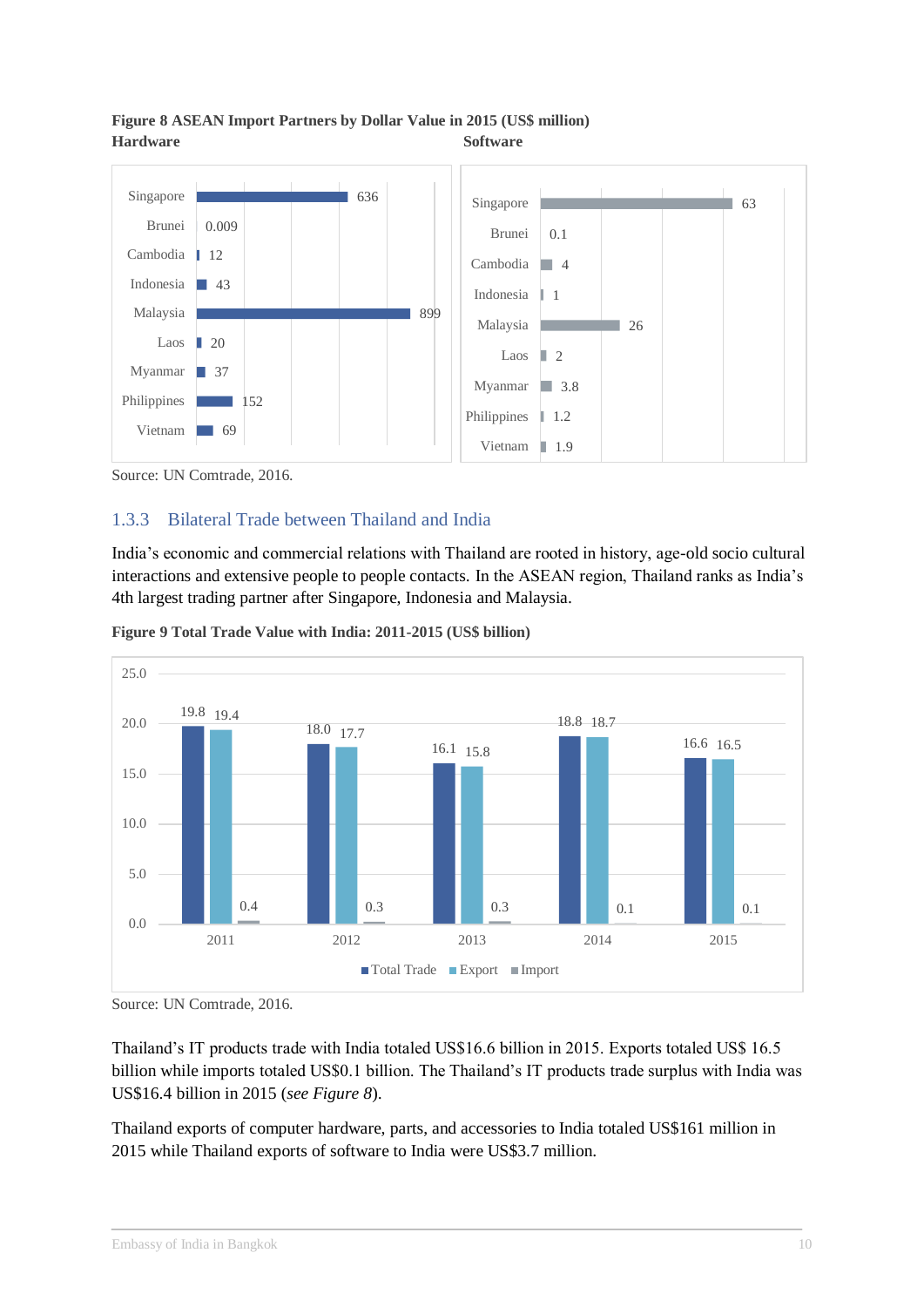**Figure 8 ASEAN Import Partners by Dollar Value in 2015 (US$ million)**

**Hardware**

| Country | US$ million |
|---|---|
| Singapore | 636 |
| Brunei | 0.009 |
| Cambodia | 12 |
| Indonesia | 43 |
| Malaysia | 899 |
| Laos | 20 |
| Myanmar | 37 |
| Philippines | 152 |
| Vietnam | 69 |

**Software**

| Country | US$ million |
|---|---|
| Singapore | 63 |
| Brunei | 0.1 |
| Cambodia | 4 |
| Indonesia | 1 |
| Malaysia | 26 |
| Laos | 2 |
| Myanmar | 3.8 |
| Philippines | 1.2 |
| Vietnam | 1.9 |

Source: UN Comtrade, 2016.

### 1.3.3 Bilateral Trade between Thailand and India

India's economic and commercial relations with Thailand are rooted in history, age-old socio cultural interactions and extensive people to people contacts. In the ASEAN region, Thailand ranks as India's 4th largest trading partner after Singapore, Indonesia and Malaysia.

**Figure 9 Total Trade Value with India: 2011-2015 (US$ billion)**

| Year | Total Trade | Export | Import |
|---|---|---|---|
| 2011 | 19.8 | 19.4 | 0.4 |
| 2012 | 18.0 | 17.7 | 0.3 |
| 2013 | 16.1 | 15.8 | 0.3 |
| 2014 | 18.8 | 18.7 | 0.1 |
| 2015 | 16.6 | 16.5 | 0.1 |

Source: UN Comtrade, 2016.

Thailand's IT products trade with India totaled US$16.6 billion in 2015. Exports totaled US$ 16.5 billion while imports totaled US$0.1 billion. The Thailand's IT products trade surplus with India was US$16.4 billion in 2015 (*see Figure 8*).

Thailand exports of computer hardware, parts, and accessories to India totaled US$161 million in 2015 while Thailand exports of software to India were US$3.7 million.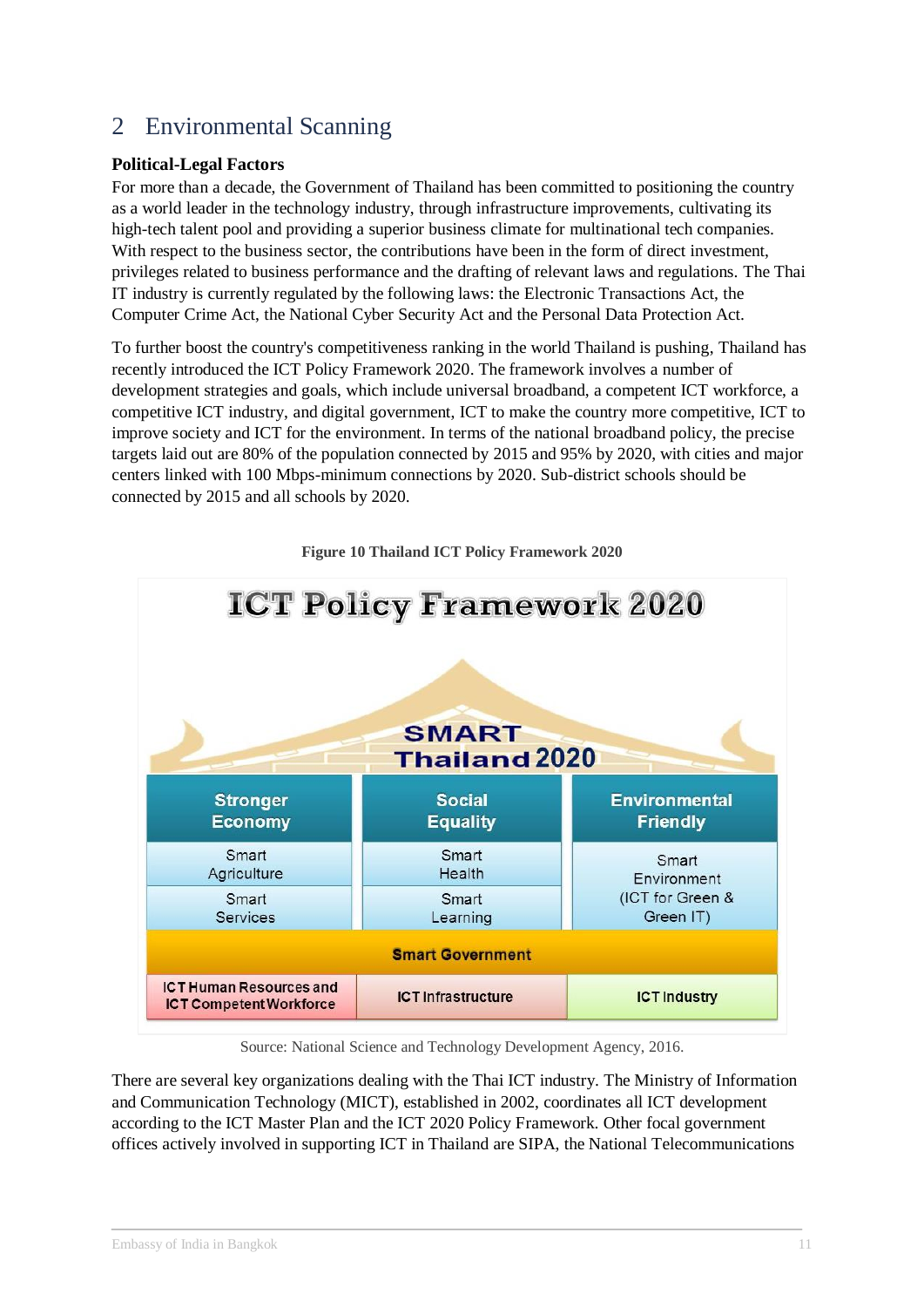## 2 Environmental Scanning

**Political-Legal Factors**

For more than a decade, the Government of Thailand has been committed to positioning the country as a world leader in the technology industry, through infrastructure improvements, cultivating its high-tech talent pool and providing a superior business climate for multinational tech companies. With respect to the business sector, the contributions have been in the form of direct investment, privileges related to business performance and the drafting of relevant laws and regulations. The Thai IT industry is currently regulated by the following laws: the Electronic Transactions Act, the Computer Crime Act, the National Cyber Security Act and the Personal Data Protection Act.

To further boost the country's competitiveness ranking in the world Thailand is pushing, Thailand has recently introduced the ICT Policy Framework 2020. The framework involves a number of development strategies and goals, which include universal broadband, a competent ICT workforce, a competitive ICT industry, and digital government, ICT to make the country more competitive, ICT to improve society and ICT for the environment. In terms of the national broadband policy, the precise targets laid out are 80% of the population connected by 2015 and 95% by 2020, with cities and major centers linked with 100 Mbps-minimum connections by 2020. Sub-district schools should be connected by 2015 and all schools by 2020.

**Figure 10 Thailand ICT Policy Framework 2020**

**ICT Policy Framework 2020**

**SMART Thailand 2020**

| Stronger Economy | Social Equality | Environmental Friendly |
|---|---|---|
| Smart Agriculture | Smart Health | Smart Environment (ICT for Green & Green IT) |
| Smart Services | Smart Learning | |
| **Smart Government** | | |
| ICT Human Resources and ICT Competent Workforce | ICT Infrastructure | ICT Industry |

Source: National Science and Technology Development Agency, 2016.

There are several key organizations dealing with the Thai ICT industry. The Ministry of Information and Communication Technology (MICT), established in 2002, coordinates all ICT development according to the ICT Master Plan and the ICT 2020 Policy Framework. Other focal government offices actively involved in supporting ICT in Thailand are SIPA, the National Telecommunications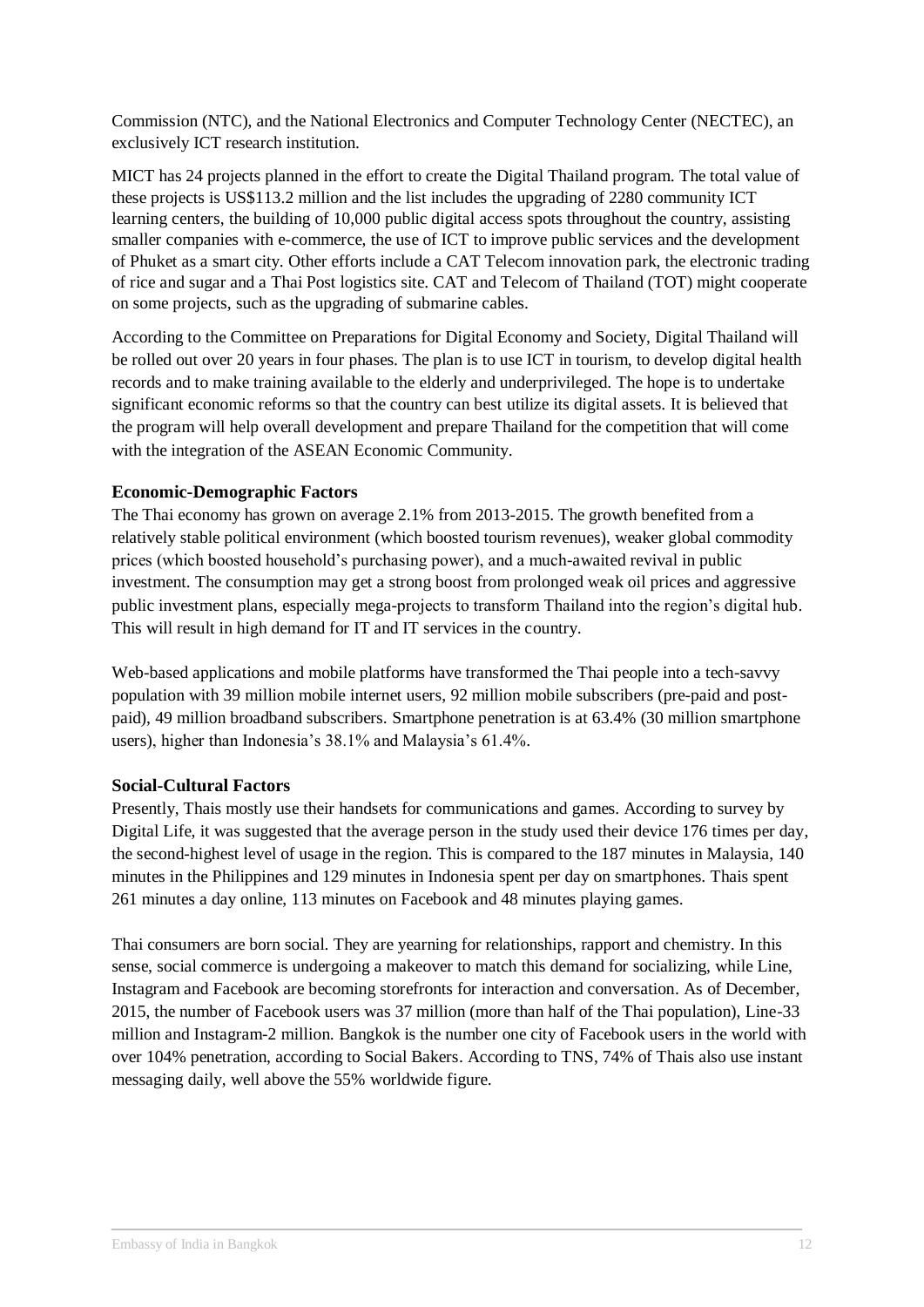Commission (NTC), and the National Electronics and Computer Technology Center (NECTEC), an exclusively ICT research institution.

MICT has 24 projects planned in the effort to create the Digital Thailand program. The total value of these projects is US$113.2 million and the list includes the upgrading of 2280 community ICT learning centers, the building of 10,000 public digital access spots throughout the country, assisting smaller companies with e-commerce, the use of ICT to improve public services and the development of Phuket as a smart city. Other efforts include a CAT Telecom innovation park, the electronic trading of rice and sugar and a Thai Post logistics site. CAT and Telecom of Thailand (TOT) might cooperate on some projects, such as the upgrading of submarine cables.

According to the Committee on Preparations for Digital Economy and Society, Digital Thailand will be rolled out over 20 years in four phases. The plan is to use ICT in tourism, to develop digital health records and to make training available to the elderly and underprivileged. The hope is to undertake significant economic reforms so that the country can best utilize its digital assets. It is believed that the program will help overall development and prepare Thailand for the competition that will come with the integration of the ASEAN Economic Community.

**Economic-Demographic Factors**

The Thai economy has grown on average 2.1% from 2013-2015. The growth benefited from a relatively stable political environment (which boosted tourism revenues), weaker global commodity prices (which boosted household's purchasing power), and a much-awaited revival in public investment. The consumption may get a strong boost from prolonged weak oil prices and aggressive public investment plans, especially mega-projects to transform Thailand into the region's digital hub. This will result in high demand for IT and IT services in the country.

Web-based applications and mobile platforms have transformed the Thai people into a tech-savvy population with 39 million mobile internet users, 92 million mobile subscribers (pre-paid and post-paid), 49 million broadband subscribers. Smartphone penetration is at 63.4% (30 million smartphone users), higher than Indonesia's 38.1% and Malaysia's 61.4%.

**Social-Cultural Factors**

Presently, Thais mostly use their handsets for communications and games. According to survey by Digital Life, it was suggested that the average person in the study used their device 176 times per day, the second-highest level of usage in the region. This is compared to the 187 minutes in Malaysia, 140 minutes in the Philippines and 129 minutes in Indonesia spent per day on smartphones. Thais spent 261 minutes a day online, 113 minutes on Facebook and 48 minutes playing games.

Thai consumers are born social. They are yearning for relationships, rapport and chemistry. In this sense, social commerce is undergoing a makeover to match this demand for socializing, while Line, Instagram and Facebook are becoming storefronts for interaction and conversation. As of December, 2015, the number of Facebook users was 37 million (more than half of the Thai population), Line-33 million and Instagram-2 million. Bangkok is the number one city of Facebook users in the world with over 104% penetration, according to Social Bakers. According to TNS, 74% of Thais also use instant messaging daily, well above the 55% worldwide figure.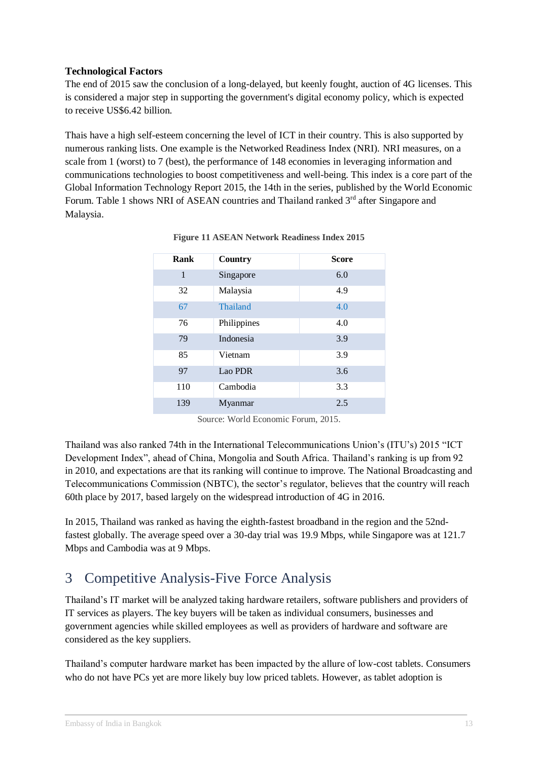**Technological Factors**

The end of 2015 saw the conclusion of a long-delayed, but keenly fought, auction of 4G licenses. This is considered a major step in supporting the government's digital economy policy, which is expected to receive US$6.42 billion.

Thais have a high self-esteem concerning the level of ICT in their country. This is also supported by numerous ranking lists. One example is the Networked Readiness Index (NRI). NRI measures, on a scale from 1 (worst) to 7 (best), the performance of 148 economies in leveraging information and communications technologies to boost competitiveness and well-being. This index is a core part of the Global Information Technology Report 2015, the 14th in the series, published by the World Economic Forum. Table 1 shows NRI of ASEAN countries and Thailand ranked 3rd after Singapore and Malaysia.

**Figure 11 ASEAN Network Readiness Index 2015**

| Rank | Country | Score |
|---|---|---|
| 1 | Singapore | 6.0 |
| 32 | Malaysia | 4.9 |
| 67 | Thailand | 4.0 |
| 76 | Philippines | 4.0 |
| 79 | Indonesia | 3.9 |
| 85 | Vietnam | 3.9 |
| 97 | Lao PDR | 3.6 |
| 110 | Cambodia | 3.3 |
| 139 | Myanmar | 2.5 |

Source: World Economic Forum, 2015.

Thailand was also ranked 74th in the International Telecommunications Union's (ITU's) 2015 "ICT Development Index", ahead of China, Mongolia and South Africa. Thailand's ranking is up from 92 in 2010, and expectations are that its ranking will continue to improve. The National Broadcasting and Telecommunications Commission (NBTC), the sector's regulator, believes that the country will reach 60th place by 2017, based largely on the widespread introduction of 4G in 2016.

In 2015, Thailand was ranked as having the eighth-fastest broadband in the region and the 52nd-fastest globally. The average speed over a 30-day trial was 19.9 Mbps, while Singapore was at 121.7 Mbps and Cambodia was at 9 Mbps.

# 3 Competitive Analysis-Five Force Analysis

Thailand's IT market will be analyzed taking hardware retailers, software publishers and providers of IT services as players. The key buyers will be taken as individual consumers, businesses and government agencies while skilled employees as well as providers of hardware and software are considered as the key suppliers.

Thailand's computer hardware market has been impacted by the allure of low-cost tablets. Consumers who do not have PCs yet are more likely buy low priced tablets. However, as tablet adoption is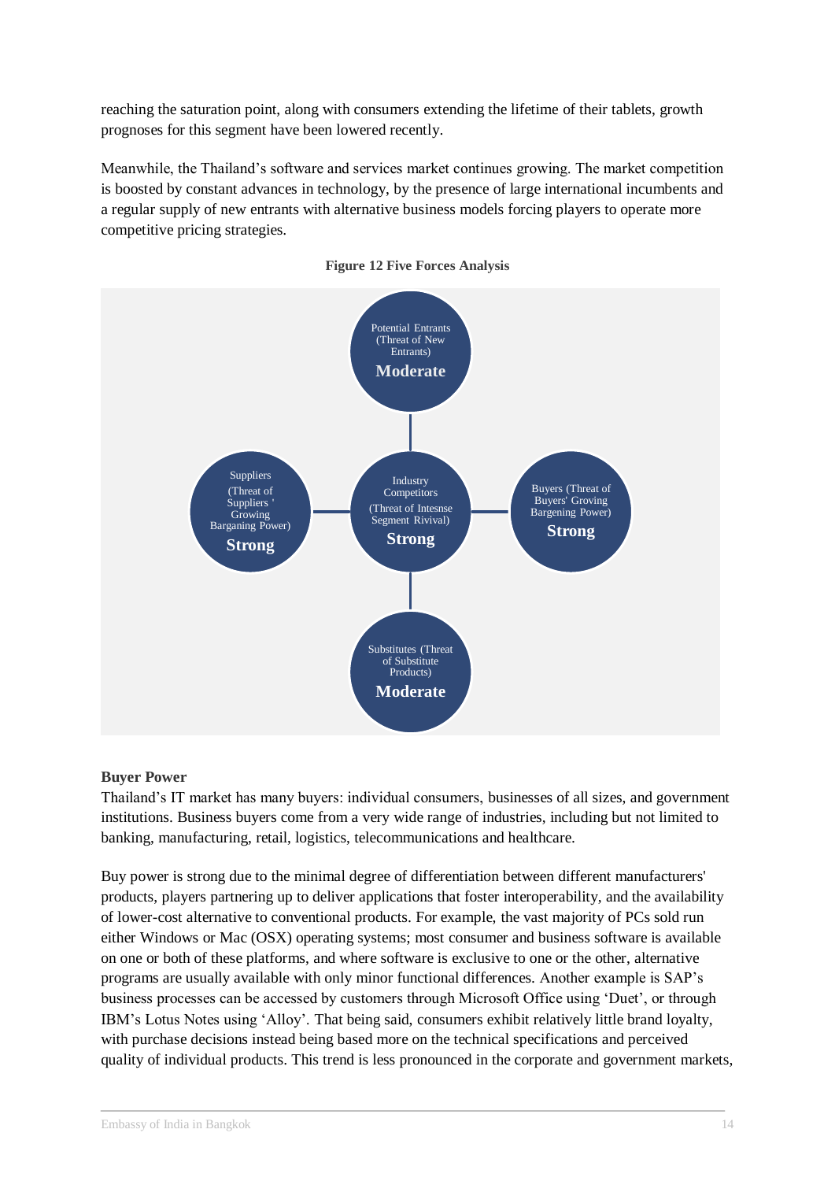reaching the saturation point, along with consumers extending the lifetime of their tablets, growth prognoses for this segment have been lowered recently.

Meanwhile, the Thailand's software and services market continues growing. The market competition is boosted by constant advances in technology, by the presence of large international incumbents and a regular supply of new entrants with alternative business models forcing players to operate more competitive pricing strategies.

**Figure 12 Five Forces Analysis**

Potential Entrants (Threat of New Entrants)
**Moderate**

Suppliers (Threat of Suppliers ' Growing Barganing Power)
**Strong**

Industry Competitors (Threat of Intesnse Segment Rivival)
**Strong**

Buyers (Threat of Buyers' Groving Bargening Power)
**Strong**

Substitutes (Threat of Substitute Products)
**Moderate**

**Buyer Power**

Thailand's IT market has many buyers: individual consumers, businesses of all sizes, and government institutions. Business buyers come from a very wide range of industries, including but not limited to banking, manufacturing, retail, logistics, telecommunications and healthcare.

Buy power is strong due to the minimal degree of differentiation between different manufacturers' products, players partnering up to deliver applications that foster interoperability, and the availability of lower-cost alternative to conventional products. For example, the vast majority of PCs sold run either Windows or Mac (OSX) operating systems; most consumer and business software is available on one or both of these platforms, and where software is exclusive to one or the other, alternative programs are usually available with only minor functional differences. Another example is SAP's business processes can be accessed by customers through Microsoft Office using 'Duet', or through IBM's Lotus Notes using 'Alloy'. That being said, consumers exhibit relatively little brand loyalty, with purchase decisions instead being based more on the technical specifications and perceived quality of individual products. This trend is less pronounced in the corporate and government markets,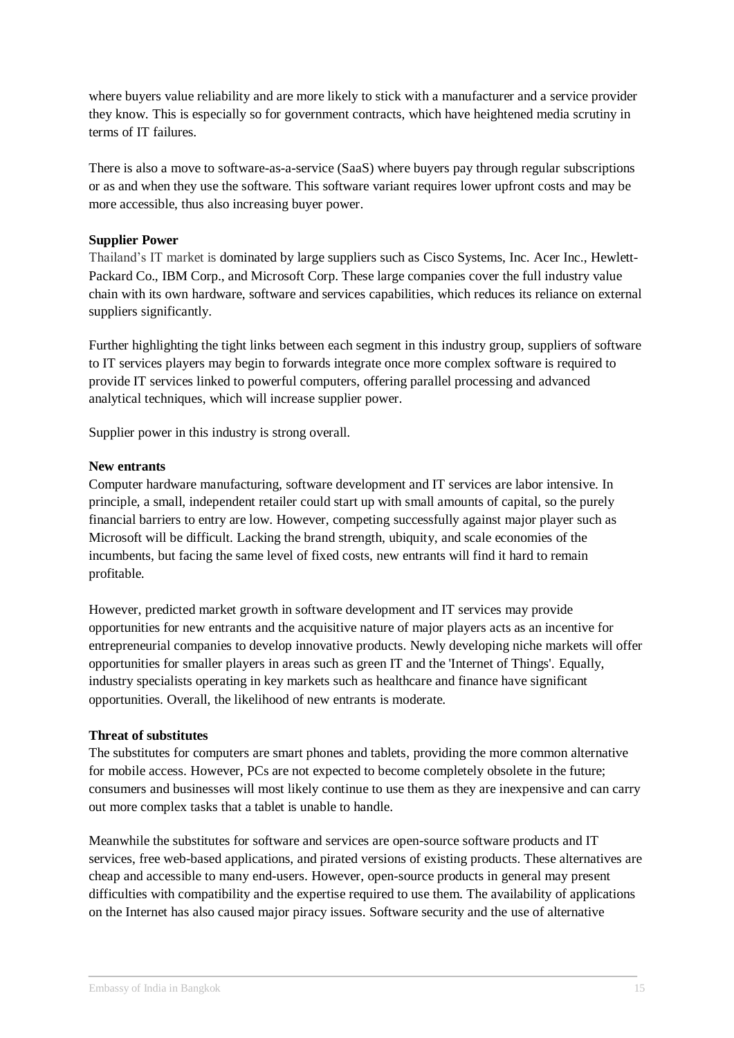where buyers value reliability and are more likely to stick with a manufacturer and a service provider they know. This is especially so for government contracts, which have heightened media scrutiny in terms of IT failures.

There is also a move to software-as-a-service (SaaS) where buyers pay through regular subscriptions or as and when they use the software. This software variant requires lower upfront costs and may be more accessible, thus also increasing buyer power.

**Supplier Power**

Thailand's IT market is dominated by large suppliers such as Cisco Systems, Inc. Acer Inc., Hewlett-Packard Co., IBM Corp., and Microsoft Corp. These large companies cover the full industry value chain with its own hardware, software and services capabilities, which reduces its reliance on external suppliers significantly.

Further highlighting the tight links between each segment in this industry group, suppliers of software to IT services players may begin to forwards integrate once more complex software is required to provide IT services linked to powerful computers, offering parallel processing and advanced analytical techniques, which will increase supplier power.

Supplier power in this industry is strong overall.

**New entrants**

Computer hardware manufacturing, software development and IT services are labor intensive. In principle, a small, independent retailer could start up with small amounts of capital, so the purely financial barriers to entry are low. However, competing successfully against major player such as Microsoft will be difficult. Lacking the brand strength, ubiquity, and scale economies of the incumbents, but facing the same level of fixed costs, new entrants will find it hard to remain profitable.

However, predicted market growth in software development and IT services may provide opportunities for new entrants and the acquisitive nature of major players acts as an incentive for entrepreneurial companies to develop innovative products. Newly developing niche markets will offer opportunities for smaller players in areas such as green IT and the 'Internet of Things'. Equally, industry specialists operating in key markets such as healthcare and finance have significant opportunities. Overall, the likelihood of new entrants is moderate.

**Threat of substitutes**

The substitutes for computers are smart phones and tablets, providing the more common alternative for mobile access. However, PCs are not expected to become completely obsolete in the future; consumers and businesses will most likely continue to use them as they are inexpensive and can carry out more complex tasks that a tablet is unable to handle.

Meanwhile the substitutes for software and services are open-source software products and IT services, free web-based applications, and pirated versions of existing products. These alternatives are cheap and accessible to many end-users. However, open-source products in general may present difficulties with compatibility and the expertise required to use them. The availability of applications on the Internet has also caused major piracy issues. Software security and the use of alternative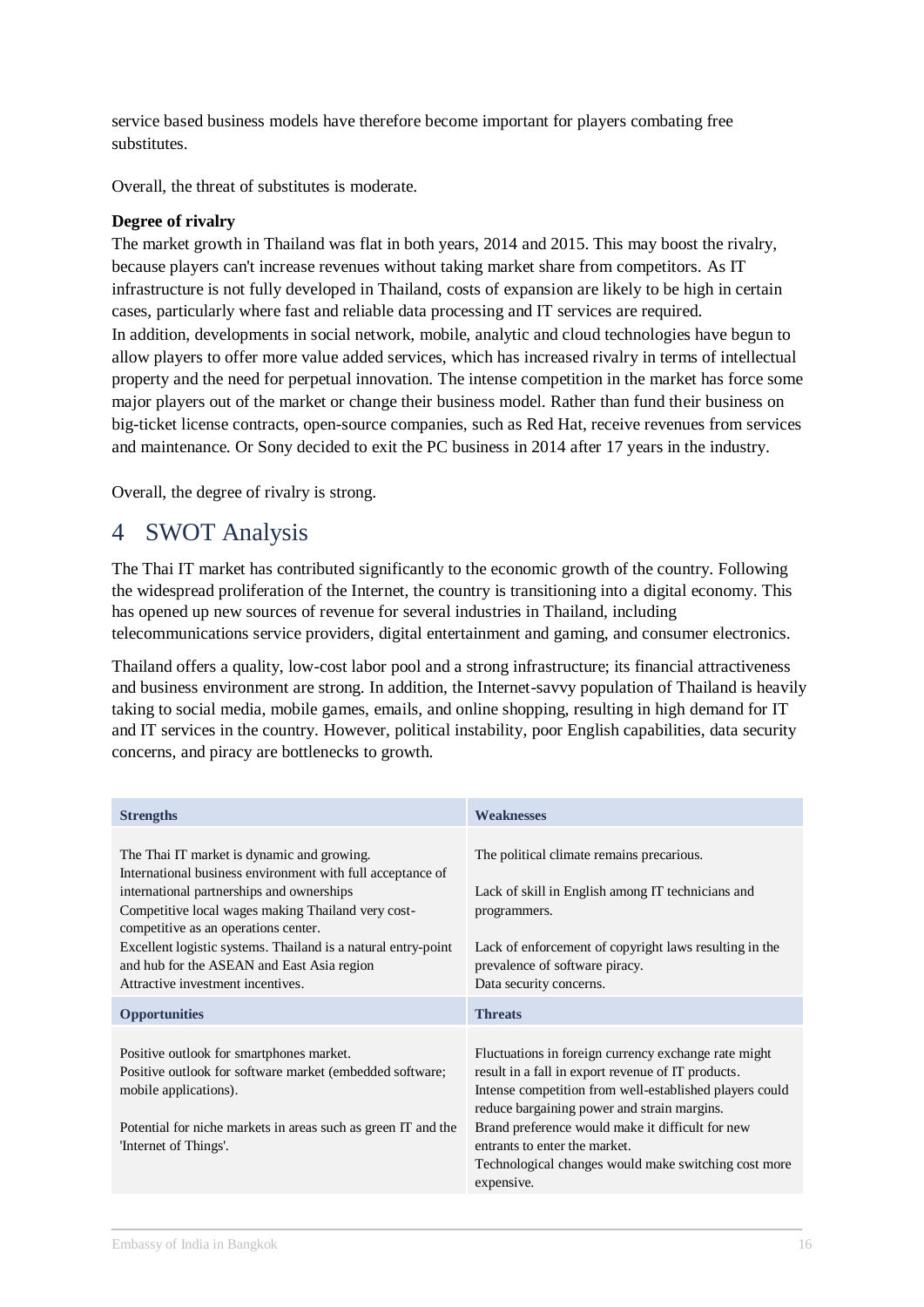service based business models have therefore become important for players combating free substitutes.

Overall, the threat of substitutes is moderate.

**Degree of rivalry**

The market growth in Thailand was flat in both years, 2014 and 2015. This may boost the rivalry, because players can't increase revenues without taking market share from competitors. As IT infrastructure is not fully developed in Thailand, costs of expansion are likely to be high in certain cases, particularly where fast and reliable data processing and IT services are required.
In addition, developments in social network, mobile, analytic and cloud technologies have begun to allow players to offer more value added services, which has increased rivalry in terms of intellectual property and the need for perpetual innovation. The intense competition in the market has force some major players out of the market or change their business model. Rather than fund their business on big-ticket license contracts, open-source companies, such as Red Hat, receive revenues from services and maintenance. Or Sony decided to exit the PC business in 2014 after 17 years in the industry.

Overall, the degree of rivalry is strong.

# 4 SWOT Analysis

The Thai IT market has contributed significantly to the economic growth of the country. Following the widespread proliferation of the Internet, the country is transitioning into a digital economy. This has opened up new sources of revenue for several industries in Thailand, including telecommunications service providers, digital entertainment and gaming, and consumer electronics.

Thailand offers a quality, low-cost labor pool and a strong infrastructure; its financial attractiveness and business environment are strong. In addition, the Internet-savvy population of Thailand is heavily taking to social media, mobile games, emails, and online shopping, resulting in high demand for IT and IT services in the country. However, political instability, poor English capabilities, data security concerns, and piracy are bottlenecks to growth.

| **Strengths** | **Weaknesses** |
|---|---|
| The Thai IT market is dynamic and growing.<br>International business environment with full acceptance of international partnerships and ownerships<br>Competitive local wages making Thailand very cost-competitive as an operations center.<br>Excellent logistic systems. Thailand is a natural entry-point and hub for the ASEAN and East Asia region<br>Attractive investment incentives. | The political climate remains precarious.<br><br>Lack of skill in English among IT technicians and programmers.<br><br>Lack of enforcement of copyright laws resulting in the prevalence of software piracy.<br>Data security concerns. |
| **Opportunities** | **Threats** |
| Positive outlook for smartphones market.<br>Positive outlook for software market (embedded software; mobile applications).<br><br>Potential for niche markets in areas such as green IT and the 'Internet of Things'. | Fluctuations in foreign currency exchange rate might result in a fall in export revenue of IT products.<br>Intense competition from well-established players could reduce bargaining power and strain margins.<br>Brand preference would make it difficult for new entrants to enter the market.<br>Technological changes would make switching cost more expensive. |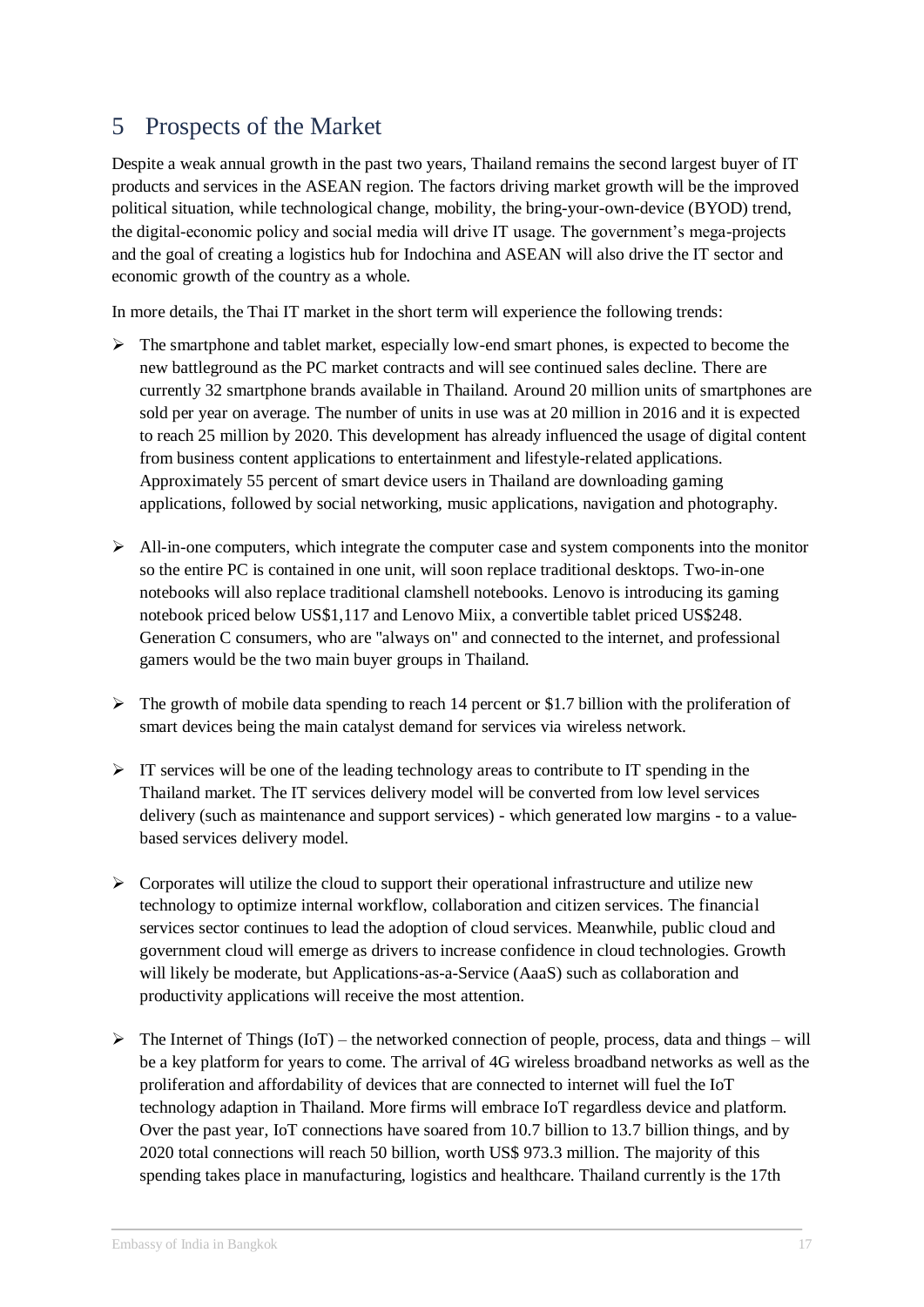# 5 Prospects of the Market

Despite a weak annual growth in the past two years, Thailand remains the second largest buyer of IT products and services in the ASEAN region. The factors driving market growth will be the improved political situation, while technological change, mobility, the bring-your-own-device (BYOD) trend, the digital-economic policy and social media will drive IT usage. The government's mega-projects and the goal of creating a logistics hub for Indochina and ASEAN will also drive the IT sector and economic growth of the country as a whole.

In more details, the Thai IT market in the short term will experience the following trends:

- The smartphone and tablet market, especially low-end smart phones, is expected to become the new battleground as the PC market contracts and will see continued sales decline. There are currently 32 smartphone brands available in Thailand. Around 20 million units of smartphones are sold per year on average. The number of units in use was at 20 million in 2016 and it is expected to reach 25 million by 2020. This development has already influenced the usage of digital content from business content applications to entertainment and lifestyle-related applications. Approximately 55 percent of smart device users in Thailand are downloading gaming applications, followed by social networking, music applications, navigation and photography.

- All-in-one computers, which integrate the computer case and system components into the monitor so the entire PC is contained in one unit, will soon replace traditional desktops. Two-in-one notebooks will also replace traditional clamshell notebooks. Lenovo is introducing its gaming notebook priced below US$1,117 and Lenovo Miix, a convertible tablet priced US$248. Generation C consumers, who are "always on" and connected to the internet, and professional gamers would be the two main buyer groups in Thailand.

- The growth of mobile data spending to reach 14 percent or $1.7 billion with the proliferation of smart devices being the main catalyst demand for services via wireless network.

- IT services will be one of the leading technology areas to contribute to IT spending in the Thailand market. The IT services delivery model will be converted from low level services delivery (such as maintenance and support services) - which generated low margins - to a value-based services delivery model.

- Corporates will utilize the cloud to support their operational infrastructure and utilize new technology to optimize internal workflow, collaboration and citizen services. The financial services sector continues to lead the adoption of cloud services. Meanwhile, public cloud and government cloud will emerge as drivers to increase confidence in cloud technologies. Growth will likely be moderate, but Applications-as-a-Service (AaaS) such as collaboration and productivity applications will receive the most attention.

- The Internet of Things (IoT) – the networked connection of people, process, data and things – will be a key platform for years to come. The arrival of 4G wireless broadband networks as well as the proliferation and affordability of devices that are connected to internet will fuel the IoT technology adaption in Thailand. More firms will embrace IoT regardless device and platform. Over the past year, IoT connections have soared from 10.7 billion to 13.7 billion things, and by 2020 total connections will reach 50 billion, worth US$ 973.3 million. The majority of this spending takes place in manufacturing, logistics and healthcare. Thailand currently is the 17th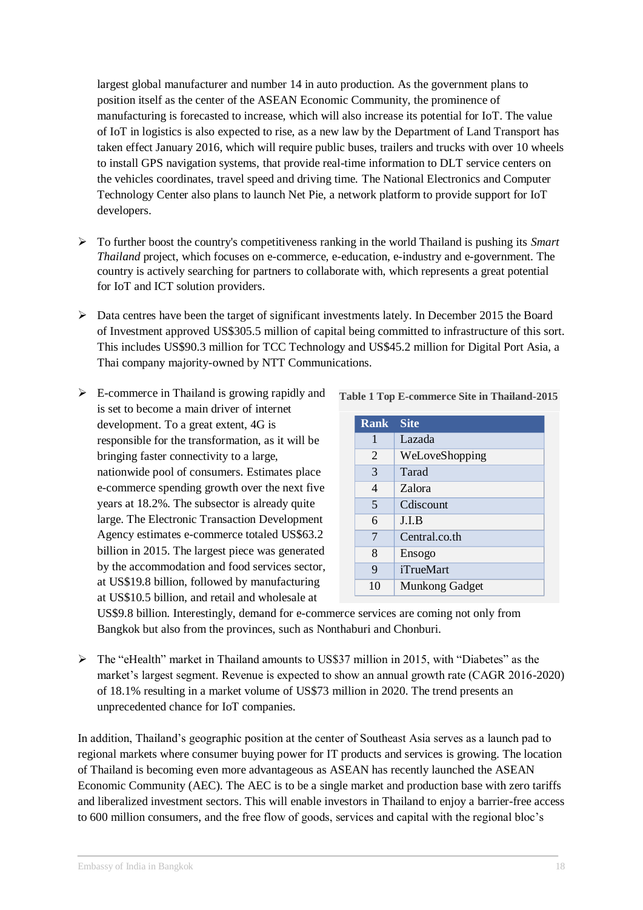largest global manufacturer and number 14 in auto production. As the government plans to position itself as the center of the ASEAN Economic Community, the prominence of manufacturing is forecasted to increase, which will also increase its potential for IoT. The value of IoT in logistics is also expected to rise, as a new law by the Department of Land Transport has taken effect January 2016, which will require public buses, trailers and trucks with over 10 wheels to install GPS navigation systems, that provide real-time information to DLT service centers on the vehicles coordinates, travel speed and driving time. The National Electronics and Computer Technology Center also plans to launch Net Pie, a network platform to provide support for IoT developers.

- To further boost the country's competitiveness ranking in the world Thailand is pushing its *Smart Thailand* project, which focuses on e-commerce, e-education, e-industry and e-government. The country is actively searching for partners to collaborate with, which represents a great potential for IoT and ICT solution providers.

- Data centres have been the target of significant investments lately. In December 2015 the Board of Investment approved US$305.5 million of capital being committed to infrastructure of this sort. This includes US$90.3 million for TCC Technology and US$45.2 million for Digital Port Asia, a Thai company majority-owned by NTT Communications.

- E-commerce in Thailand is growing rapidly and is set to become a main driver of internet development. To a great extent, 4G is responsible for the transformation, as it will be bringing faster connectivity to a large, nationwide pool of consumers. Estimates place e-commerce spending growth over the next five years at 18.2%. The subsector is already quite large. The Electronic Transaction Development Agency estimates e-commerce totaled US$63.2 billion in 2015. The largest piece was generated by the accommodation and food services sector, at US$19.8 billion, followed by manufacturing at US$10.5 billion, and retail and wholesale at US$9.8 billion. Interestingly, demand for e-commerce services are coming not only from Bangkok but also from the provinces, such as Nonthaburi and Chonburi.

**Table 1 Top E-commerce Site in Thailand-2015**

| Rank | Site |
|---|---|
| 1 | Lazada |
| 2 | WeLoveShopping |
| 3 | Tarad |
| 4 | Zalora |
| 5 | Cdiscount |
| 6 | J.I.B |
| 7 | Central.co.th |
| 8 | Ensogo |
| 9 | iTrueMart |
| 10 | Munkong Gadget |

- The "eHealth" market in Thailand amounts to US$37 million in 2015, with "Diabetes" as the market's largest segment. Revenue is expected to show an annual growth rate (CAGR 2016-2020) of 18.1% resulting in a market volume of US$73 million in 2020. The trend presents an unprecedented chance for IoT companies.

In addition, Thailand's geographic position at the center of Southeast Asia serves as a launch pad to regional markets where consumer buying power for IT products and services is growing. The location of Thailand is becoming even more advantageous as ASEAN has recently launched the ASEAN Economic Community (AEC). The AEC is to be a single market and production base with zero tariffs and liberalized investment sectors. This will enable investors in Thailand to enjoy a barrier-free access to 600 million consumers, and the free flow of goods, services and capital with the regional bloc's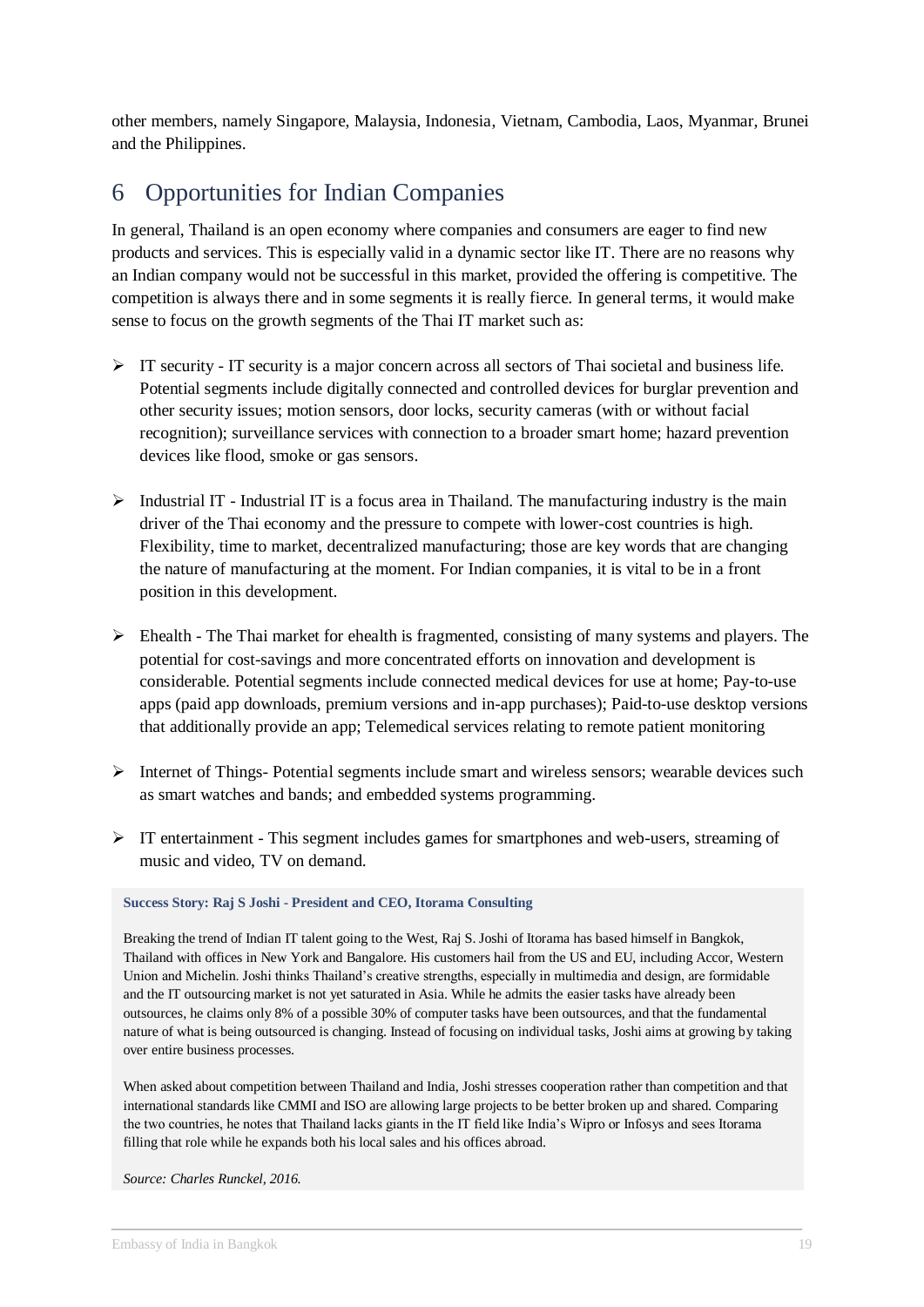other members, namely Singapore, Malaysia, Indonesia, Vietnam, Cambodia, Laos, Myanmar, Brunei and the Philippines.

# 6 Opportunities for Indian Companies

In general, Thailand is an open economy where companies and consumers are eager to find new products and services. This is especially valid in a dynamic sector like IT. There are no reasons why an Indian company would not be successful in this market, provided the offering is competitive. The competition is always there and in some segments it is really fierce. In general terms, it would make sense to focus on the growth segments of the Thai IT market such as:

- IT security - IT security is a major concern across all sectors of Thai societal and business life. Potential segments include digitally connected and controlled devices for burglar prevention and other security issues; motion sensors, door locks, security cameras (with or without facial recognition); surveillance services with connection to a broader smart home; hazard prevention devices like flood, smoke or gas sensors.

- Industrial IT - Industrial IT is a focus area in Thailand. The manufacturing industry is the main driver of the Thai economy and the pressure to compete with lower-cost countries is high. Flexibility, time to market, decentralized manufacturing; those are key words that are changing the nature of manufacturing at the moment. For Indian companies, it is vital to be in a front position in this development.

- Ehealth - The Thai market for ehealth is fragmented, consisting of many systems and players. The potential for cost-savings and more concentrated efforts on innovation and development is considerable. Potential segments include connected medical devices for use at home; Pay-to-use apps (paid app downloads, premium versions and in-app purchases); Paid-to-use desktop versions that additionally provide an app; Telemedical services relating to remote patient monitoring

- Internet of Things- Potential segments include smart and wireless sensors; wearable devices such as smart watches and bands; and embedded systems programming.

- IT entertainment - This segment includes games for smartphones and web-users, streaming of music and video, TV on demand.

**Success Story: Raj S Joshi - President and CEO, Itorama Consulting**

Breaking the trend of Indian IT talent going to the West, Raj S. Joshi of Itorama has based himself in Bangkok, Thailand with offices in New York and Bangalore. His customers hail from the US and EU, including Accor, Western Union and Michelin. Joshi thinks Thailand's creative strengths, especially in multimedia and design, are formidable and the IT outsourcing market is not yet saturated in Asia. While he admits the easier tasks have already been outsources, he claims only 8% of a possible 30% of computer tasks have been outsources, and that the fundamental nature of what is being outsourced is changing. Instead of focusing on individual tasks, Joshi aims at growing by taking over entire business processes.

When asked about competition between Thailand and India, Joshi stresses cooperation rather than competition and that international standards like CMMI and ISO are allowing large projects to be better broken up and shared. Comparing the two countries, he notes that Thailand lacks giants in the IT field like India's Wipro or Infosys and sees Itorama filling that role while he expands both his local sales and his offices abroad.

*Source: Charles Runckel, 2016.*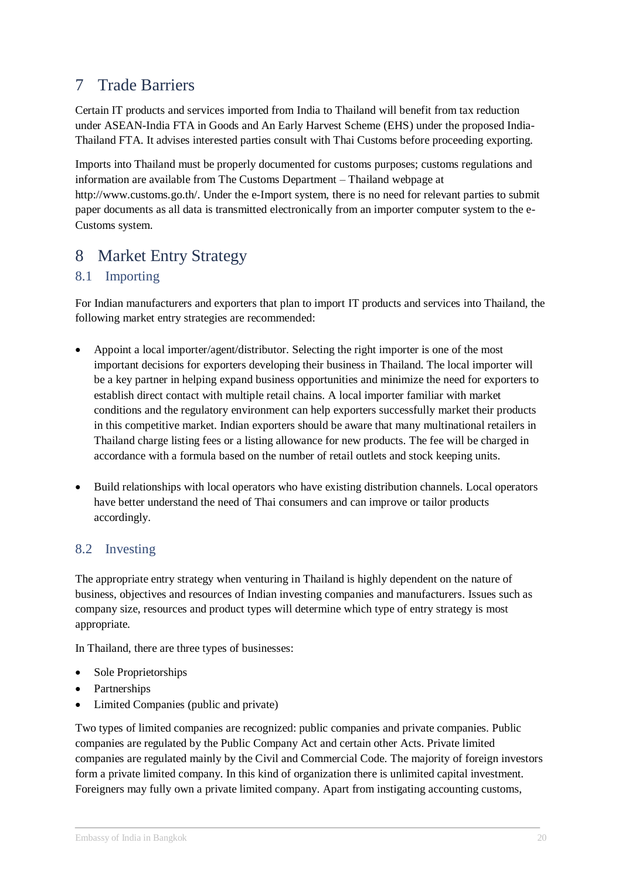# 7 Trade Barriers

Certain IT products and services imported from India to Thailand will benefit from tax reduction under ASEAN-India FTA in Goods and An Early Harvest Scheme (EHS) under the proposed India-Thailand FTA. It advises interested parties consult with Thai Customs before proceeding exporting.

Imports into Thailand must be properly documented for customs purposes; customs regulations and information are available from The Customs Department – Thailand webpage at http://www.customs.go.th/. Under the e-Import system, there is no need for relevant parties to submit paper documents as all data is transmitted electronically from an importer computer system to the e-Customs system.

# 8 Market Entry Strategy

## 8.1 Importing

For Indian manufacturers and exporters that plan to import IT products and services into Thailand, the following market entry strategies are recommended:

- Appoint a local importer/agent/distributor. Selecting the right importer is one of the most important decisions for exporters developing their business in Thailand. The local importer will be a key partner in helping expand business opportunities and minimize the need for exporters to establish direct contact with multiple retail chains. A local importer familiar with market conditions and the regulatory environment can help exporters successfully market their products in this competitive market. Indian exporters should be aware that many multinational retailers in Thailand charge listing fees or a listing allowance for new products. The fee will be charged in accordance with a formula based on the number of retail outlets and stock keeping units.

- Build relationships with local operators who have existing distribution channels. Local operators have better understand the need of Thai consumers and can improve or tailor products accordingly.

## 8.2 Investing

The appropriate entry strategy when venturing in Thailand is highly dependent on the nature of business, objectives and resources of Indian investing companies and manufacturers. Issues such as company size, resources and product types will determine which type of entry strategy is most appropriate.

In Thailand, there are three types of businesses:

- Sole Proprietorships
- Partnerships
- Limited Companies (public and private)

Two types of limited companies are recognized: public companies and private companies. Public companies are regulated by the Public Company Act and certain other Acts. Private limited companies are regulated mainly by the Civil and Commercial Code. The majority of foreign investors form a private limited company. In this kind of organization there is unlimited capital investment. Foreigners may fully own a private limited company. Apart from instigating accounting customs,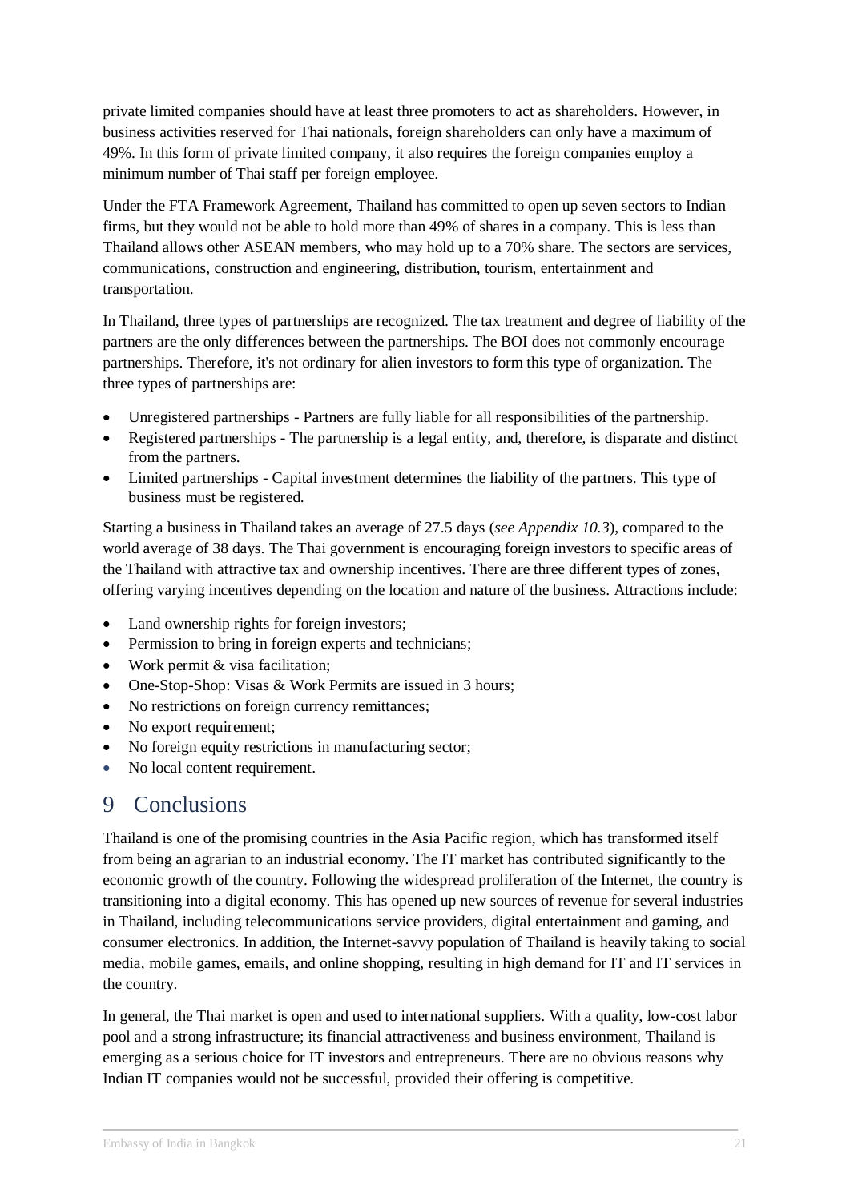private limited companies should have at least three promoters to act as shareholders. However, in business activities reserved for Thai nationals, foreign shareholders can only have a maximum of 49%. In this form of private limited company, it also requires the foreign companies employ a minimum number of Thai staff per foreign employee.

Under the FTA Framework Agreement, Thailand has committed to open up seven sectors to Indian firms, but they would not be able to hold more than 49% of shares in a company. This is less than Thailand allows other ASEAN members, who may hold up to a 70% share. The sectors are services, communications, construction and engineering, distribution, tourism, entertainment and transportation.

In Thailand, three types of partnerships are recognized. The tax treatment and degree of liability of the partners are the only differences between the partnerships. The BOI does not commonly encourage partnerships. Therefore, it's not ordinary for alien investors to form this type of organization. The three types of partnerships are:

- Unregistered partnerships - Partners are fully liable for all responsibilities of the partnership.
- Registered partnerships - The partnership is a legal entity, and, therefore, is disparate and distinct from the partners.
- Limited partnerships - Capital investment determines the liability of the partners. This type of business must be registered.

Starting a business in Thailand takes an average of 27.5 days (*see Appendix 10.3*), compared to the world average of 38 days. The Thai government is encouraging foreign investors to specific areas of the Thailand with attractive tax and ownership incentives. There are three different types of zones, offering varying incentives depending on the location and nature of the business. Attractions include:

- Land ownership rights for foreign investors;
- Permission to bring in foreign experts and technicians;
- Work permit & visa facilitation;
- One-Stop-Shop: Visas & Work Permits are issued in 3 hours;
- No restrictions on foreign currency remittances;
- No export requirement;
- No foreign equity restrictions in manufacturing sector;
- No local content requirement.

# 9 Conclusions

Thailand is one of the promising countries in the Asia Pacific region, which has transformed itself from being an agrarian to an industrial economy. The IT market has contributed significantly to the economic growth of the country. Following the widespread proliferation of the Internet, the country is transitioning into a digital economy. This has opened up new sources of revenue for several industries in Thailand, including telecommunications service providers, digital entertainment and gaming, and consumer electronics. In addition, the Internet-savvy population of Thailand is heavily taking to social media, mobile games, emails, and online shopping, resulting in high demand for IT and IT services in the country.

In general, the Thai market is open and used to international suppliers. With a quality, low-cost labor pool and a strong infrastructure; its financial attractiveness and business environment, Thailand is emerging as a serious choice for IT investors and entrepreneurs. There are no obvious reasons why Indian IT companies would not be successful, provided their offering is competitive.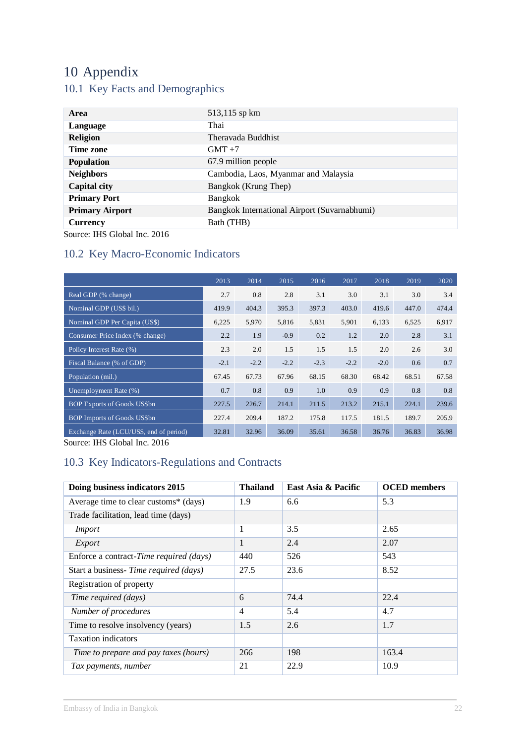# 10 Appendix

## 10.1 Key Facts and Demographics

| | |
|---|---|
| **Area** | 513,115 sp km |
| **Language** | Thai |
| **Religion** | Theravada Buddhist |
| **Time zone** | GMT +7 |
| **Population** | 67.9 million people |
| **Neighbors** | Cambodia, Laos, Myanmar and Malaysia |
| **Capital city** | Bangkok (Krung Thep) |
| **Primary Port** | Bangkok |
| **Primary Airport** | Bangkok International Airport (Suvarnabhumi) |
| **Currency** | Bath (THB) |

Source: IHS Global Inc. 2016

## 10.2 Key Macro-Economic Indicators

| | 2013 | 2014 | 2015 | 2016 | 2017 | 2018 | 2019 | 2020 |
|---|---|---|---|---|---|---|---|---|
| Real GDP (% change) | 2.7 | 0.8 | 2.8 | 3.1 | 3.0 | 3.1 | 3.0 | 3.4 |
| Nominal GDP (US$ bil.) | 419.9 | 404.3 | 395.3 | 397.3 | 403.0 | 419.6 | 447.0 | 474.4 |
| Nominal GDP Per Capita (US$) | 6,225 | 5,970 | 5,816 | 5,831 | 5,901 | 6,133 | 6,525 | 6,917 |
| Consumer Price Index (% change) | 2.2 | 1.9 | -0.9 | 0.2 | 1.2 | 2.0 | 2.8 | 3.1 |
| Policy Interest Rate (%) | 2.3 | 2.0 | 1.5 | 1.5 | 1.5 | 2.0 | 2.6 | 3.0 |
| Fiscal Balance (% of GDP) | -2.1 | -2.2 | -2.2 | -2.3 | -2.2 | -2.0 | 0.6 | 0.7 |
| Population (mil.) | 67.45 | 67.73 | 67.96 | 68.15 | 68.30 | 68.42 | 68.51 | 67.58 |
| Unemployment Rate (%) | 0.7 | 0.8 | 0.9 | 1.0 | 0.9 | 0.9 | 0.8 | 0.8 |
| BOP Exports of Goods US$bn | 227.5 | 226.7 | 214.1 | 211.5 | 213.2 | 215.1 | 224.1 | 239.6 |
| BOP Imports of Goods US$bn | 227.4 | 209.4 | 187.2 | 175.8 | 117.5 | 181.5 | 189.7 | 205.9 |
| Exchange Rate (LCU/US$, end of period) | 32.81 | 32.96 | 36.09 | 35.61 | 36.58 | 36.76 | 36.83 | 36.98 |

Source: IHS Global Inc. 2016

## 10.3 Key Indicators-Regulations and Contracts

| **Doing business indicators 2015** | **Thailand** | **East Asia & Pacific** | **OCED members** |
|---|---|---|---|
| Average time to clear customs* (days) | 1.9 | 6.6 | 5.3 |
| Trade facilitation, lead time (days) | | | |
| *Import* | 1 | 3.5 | 2.65 |
| *Export* | 1 | 2.4 | 2.07 |
| Enforce a contract-*Time required (days)* | 440 | 526 | 543 |
| Start a business- *Time required (days)* | 27.5 | 23.6 | 8.52 |
| Registration of property | | | |
| *Time required (days)* | 6 | 74.4 | 22.4 |
| *Number of procedures* | 4 | 5.4 | 4.7 |
| Time to resolve insolvency (years) | 1.5 | 2.6 | 1.7 |
| Taxation indicators | | | |
| *Time to prepare and pay taxes (hours)* | 266 | 198 | 163.4 |
| *Tax payments, number* | 21 | 22.9 | 10.9 |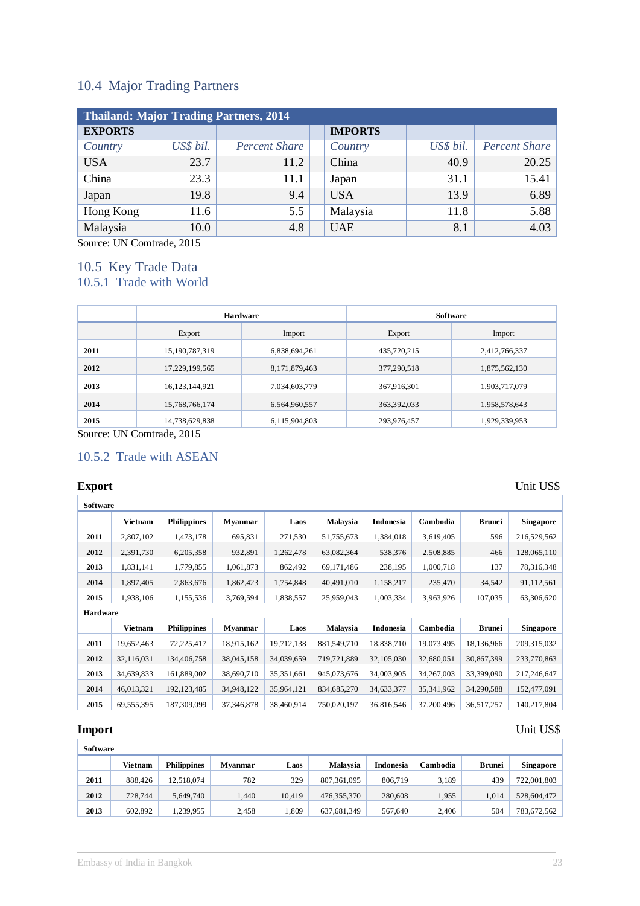## 10.4 Major Trading Partners

| Thailand: Major Trading Partners, 2014 | | | | | | |
|---|---|---|---|---|---|---|
| **EXPORTS** | | | | **IMPORTS** | | |
| *Country* | *US$ bil.* | *Percent Share* | | *Country* | *US$ bil.* | *Percent Share* |
| USA | 23.7 | 11.2 | | China | 40.9 | 20.25 |
| China | 23.3 | 11.1 | | Japan | 31.1 | 15.41 |
| Japan | 19.8 | 9.4 | | USA | 13.9 | 6.89 |
| Hong Kong | 11.6 | 5.5 | | Malaysia | 11.8 | 5.88 |
| Malaysia | 10.0 | 4.8 | | UAE | 8.1 | 4.03 |

Source: UN Comtrade, 2015

## 10.5 Key Trade Data

### 10.5.1 Trade with World

| | Hardware | | Software | |
|---|---|---|---|---|
| | Export | Import | Export | Import |
| **2011** | 15,190,787,319 | 6,838,694,261 | 435,720,215 | 2,412,766,337 |
| **2012** | 17,229,199,565 | 8,171,879,463 | 377,290,518 | 1,875,562,130 |
| **2013** | 16,123,144,921 | 7,034,603,779 | 367,916,301 | 1,903,717,079 |
| **2014** | 15,768,766,174 | 6,564,960,557 | 363,392,033 | 1,958,578,643 |
| **2015** | 14,738,629,838 | 6,115,904,803 | 293,976,457 | 1,929,339,953 |

Source: UN Comtrade, 2015

### 10.5.2 Trade with ASEAN

**Export** Unit US$

| **Software** | | | | | | | | | |
|---|---|---|---|---|---|---|---|---|---|
| | **Vietnam** | **Philippines** | **Myanmar** | **Laos** | **Malaysia** | **Indonesia** | **Cambodia** | **Brunei** | **Singapore** |
| **2011** | 2,807,102 | 1,473,178 | 695,831 | 271,530 | 51,755,673 | 1,384,018 | 3,619,405 | 596 | 216,529,562 |
| **2012** | 2,391,730 | 6,205,358 | 932,891 | 1,262,478 | 63,082,364 | 538,376 | 2,508,885 | 466 | 128,065,110 |
| **2013** | 1,831,141 | 1,779,855 | 1,061,873 | 862,492 | 69,171,486 | 238,195 | 1,000,718 | 137 | 78,316,348 |
| **2014** | 1,897,405 | 2,863,676 | 1,862,423 | 1,754,848 | 40,491,010 | 1,158,217 | 235,470 | 34,542 | 91,112,561 |
| **2015** | 1,938,106 | 1,155,536 | 3,769,594 | 1,838,557 | 25,959,043 | 1,003,334 | 3,963,926 | 107,035 | 63,306,620 |
| **Hardware** | | | | | | | | | |
| | **Vietnam** | **Philippines** | **Myanmar** | **Laos** | **Malaysia** | **Indonesia** | **Cambodia** | **Brunei** | **Singapore** |
| **2011** | 19,652,463 | 72,225,417 | 18,915,162 | 19,712,138 | 881,549,710 | 18,838,710 | 19,073,495 | 18,136,966 | 209,315,032 |
| **2012** | 32,116,031 | 134,406,758 | 38,045,158 | 34,039,659 | 719,721,889 | 32,105,030 | 32,680,051 | 30,867,399 | 233,770,863 |
| **2013** | 34,639,833 | 161,889,002 | 38,690,710 | 35,351,661 | 945,073,676 | 34,003,905 | 34,267,003 | 33,399,090 | 217,246,647 |
| **2014** | 46,013,321 | 192,123,485 | 34,948,122 | 35,964,121 | 834,685,270 | 34,633,377 | 35,341,962 | 34,290,588 | 152,477,091 |
| **2015** | 69,555,395 | 187,309,099 | 37,346,878 | 38,460,914 | 750,020,197 | 36,816,546 | 37,200,496 | 36,517,257 | 140,217,804 |

**Import** Unit US$

| **Software** | | | | | | | | | |
|---|---|---|---|---|---|---|---|---|---|
| | **Vietnam** | **Philippines** | **Myanmar** | **Laos** | **Malaysia** | **Indonesia** | **Cambodia** | **Brunei** | **Singapore** |
| **2011** | 888,426 | 12,518,074 | 782 | 329 | 807,361,095 | 806,719 | 3,189 | 439 | 722,001,803 |
| **2012** | 728,744 | 5,649,740 | 1,440 | 10,419 | 476,355,370 | 280,608 | 1,955 | 1,014 | 528,604,472 |
| **2013** | 602,892 | 1,239,955 | 2,458 | 1,809 | 637,681,349 | 567,640 | 2,406 | 504 | 783,672,562 |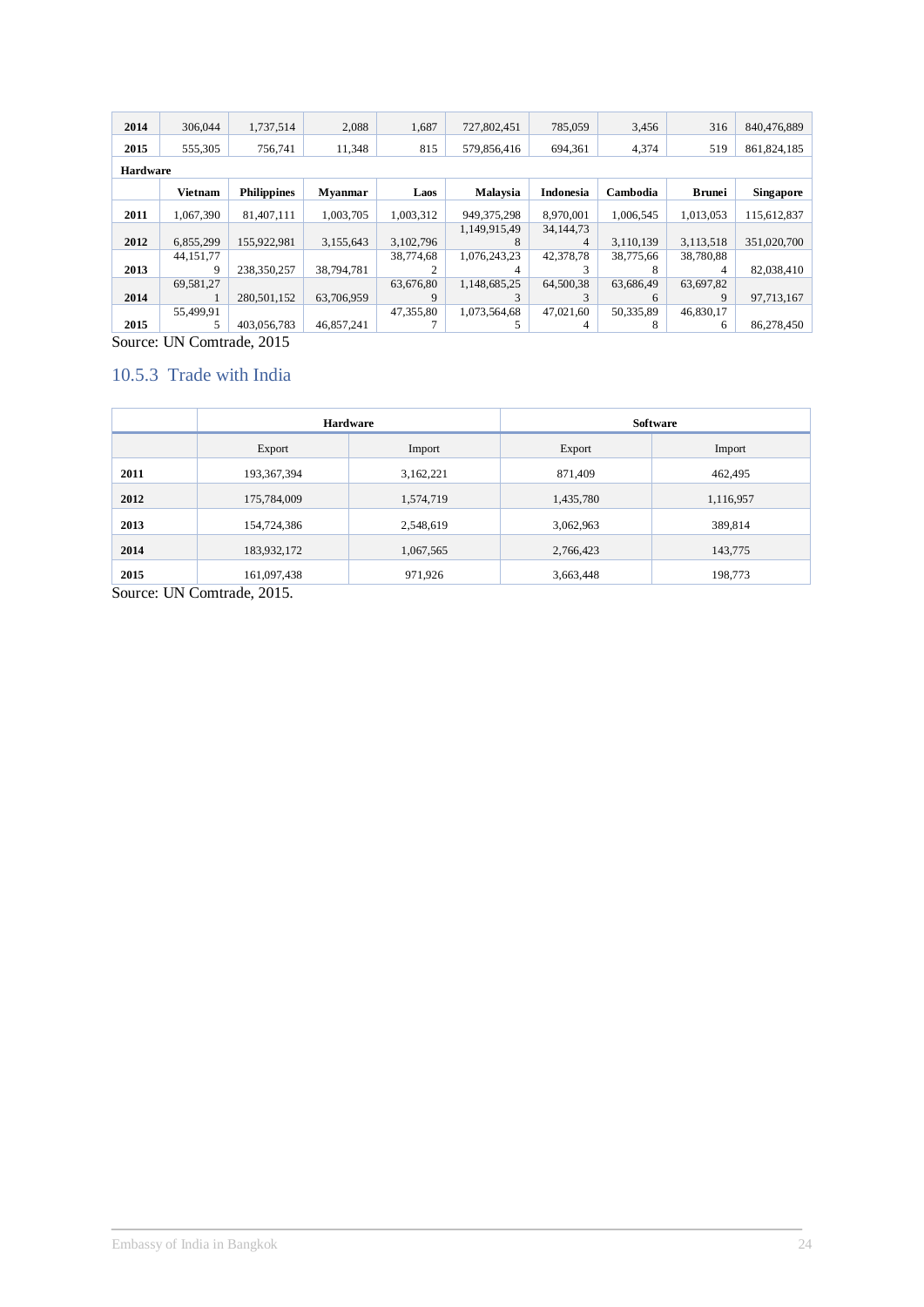| 2014 | 306,044 | 1,737,514 | 2,088 | 1,687 | 727,802,451 | 785,059 | 3,456 | 316 | 840,476,889 |
|---|---|---|---|---|---|---|---|---|---|
| 2015 | 555,305 | 756,741 | 11,348 | 815 | 579,856,416 | 694,361 | 4,374 | 519 | 861,824,185 |
| **Hardware** | | | | | | | | | |
| | **Vietnam** | **Philippines** | **Myanmar** | **Laos** | **Malaysia** | **Indonesia** | **Cambodia** | **Brunei** | **Singapore** |
| **2011** | 1,067,390 | 81,407,111 | 1,003,705 | 1,003,312 | 949,375,298 | 8,970,001 | 1,006,545 | 1,013,053 | 115,612,837 |
| **2012** | 6,855,299 | 155,922,981 | 3,155,643 | 3,102,796 | 1,149,915,498 | 34,144,734 | 3,110,139 | 3,113,518 | 351,020,700 |
| **2013** | 44,151,779 | 238,350,257 | 38,794,781 | 38,774,682 | 1,076,243,234 | 42,378,783 | 38,775,668 | 38,780,884 | 82,038,410 |
| **2014** | 69,581,271 | 280,501,152 | 63,706,959 | 63,676,809 | 1,148,685,253 | 64,500,383 | 63,686,496 | 63,697,829 | 97,713,167 |
| **2015** | 55,499,915 | 403,056,783 | 46,857,241 | 47,355,807 | 1,073,564,685 | 47,021,604 | 50,335,898 | 46,830,176 | 86,278,450 |

Source: UN Comtrade, 2015

## 10.5.3 Trade with India

| | **Hardware** | | **Software** | |
|---|---|---|---|---|
| | Export | Import | Export | Import |
| **2011** | 193,367,394 | 3,162,221 | 871,409 | 462,495 |
| **2012** | 175,784,009 | 1,574,719 | 1,435,780 | 1,116,957 |
| **2013** | 154,724,386 | 2,548,619 | 3,062,963 | 389,814 |
| **2014** | 183,932,172 | 1,067,565 | 2,766,423 | 143,775 |
| **2015** | 161,097,438 | 971,926 | 3,663,448 | 198,773 |

Source: UN Comtrade, 2015.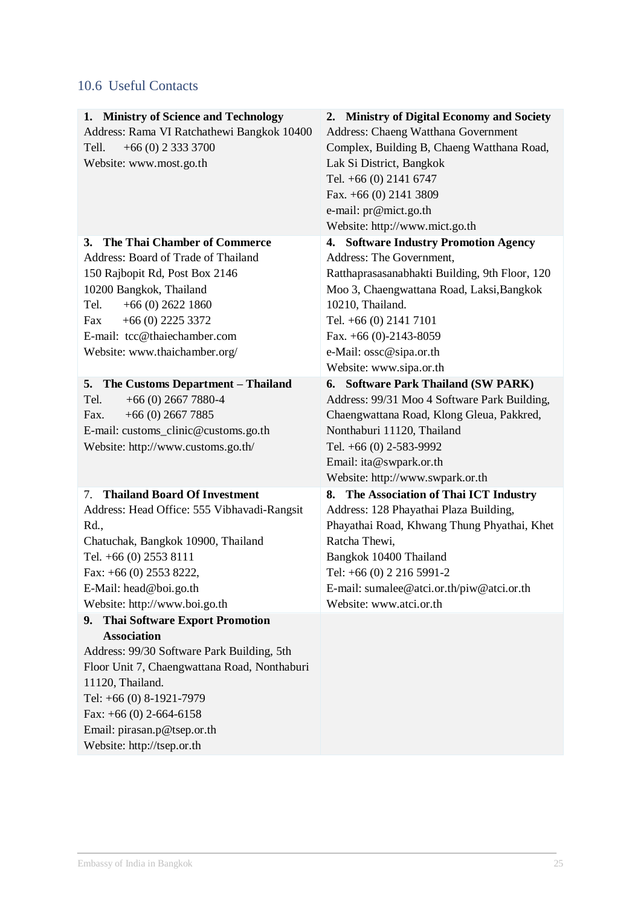## 10.6 Useful Contacts

| | |
|---|---|
| **1. Ministry of Science and Technology**<br>Address: Rama VI Ratchathewi Bangkok 10400<br>Tell. +66 (0) 2 333 3700<br>Website: www.most.go.th | **2. Ministry of Digital Economy and Society**<br>Address: Chaeng Watthana Government Complex, Building B, Chaeng Watthana Road, Lak Si District, Bangkok<br>Tel. +66 (0) 2141 6747<br>Fax. +66 (0) 2141 3809<br>e-mail: pr@mict.go.th<br>Website: http://www.mict.go.th |
| **3. The Thai Chamber of Commerce**<br>Address: Board of Trade of Thailand<br>150 Rajbopit Rd, Post Box 2146<br>10200 Bangkok, Thailand<br>Tel. +66 (0) 2622 1860<br>Fax +66 (0) 2225 3372<br>E-mail: tcc@thaiechamber.com<br>Website: www.thaichamber.org/ | **4. Software Industry Promotion Agency**<br>Address: The Government, Ratthaprasasanabhakti Building, 9th Floor, 120 Moo 3, Chaengwattana Road, Laksi,Bangkok 10210, Thailand.<br>Tel. +66 (0) 2141 7101<br>Fax. +66 (0)-2143-8059<br>e-Mail: ossc@sipa.or.th<br>Website: www.sipa.or.th |
| **5. The Customs Department – Thailand**<br>Tel. +66 (0) 2667 7880-4<br>Fax. +66 (0) 2667 7885<br>E-mail: customs_clinic@customs.go.th<br>Website: http://www.customs.go.th/ | **6. Software Park Thailand (SW PARK)**<br>Address: 99/31 Moo 4 Software Park Building, Chaengwattana Road, Klong Gleua, Pakkred, Nonthaburi 11120, Thailand<br>Tel. +66 (0) 2-583-9992<br>Email: ita@swpark.or.th<br>Website: http://www.swpark.or.th |
| 7. **Thailand Board Of Investment**<br>Address: Head Office: 555 Vibhavadi-Rangsit Rd.,<br>Chatuchak, Bangkok 10900, Thailand<br>Tel. +66 (0) 2553 8111<br>Fax: +66 (0) 2553 8222,<br>E-Mail: head@boi.go.th<br>Website: http://www.boi.go.th | **8. The Association of Thai ICT Industry**<br>Address: 128 Phayathai Plaza Building, Phayathai Road, Khwang Thung Phyathai, Khet Ratcha Thewi,<br>Bangkok 10400 Thailand<br>Tel: +66 (0) 2 216 5991-2<br>E-mail: sumalee@atci.or.th/piw@atci.or.th<br>Website: www.atci.or.th |
| **9. Thai Software Export Promotion Association**<br>Address: 99/30 Software Park Building, 5th Floor Unit 7, Chaengwattana Road, Nonthaburi 11120, Thailand.<br>Tel: +66 (0) 8-1921-7979<br>Fax: +66 (0) 2-664-6158<br>Email: pirasan.p@tsep.or.th<br>Website: http://tsep.or.th | |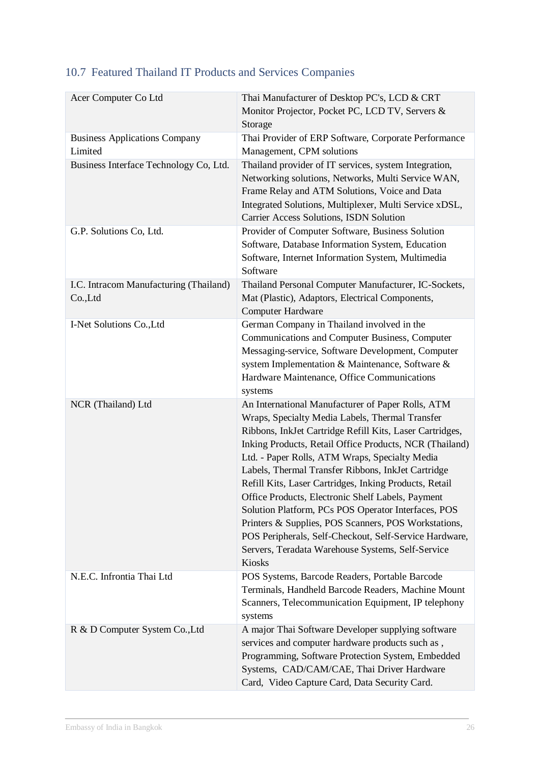## 10.7 Featured Thailand IT Products and Services Companies

| | |
|---|---|
| Acer Computer Co Ltd | Thai Manufacturer of Desktop PC's, LCD & CRT Monitor Projector, Pocket PC, LCD TV, Servers & Storage |
| Business Applications Company Limited | Thai Provider of ERP Software, Corporate Performance Management, CPM solutions |
| Business Interface Technology Co, Ltd. | Thailand provider of IT services, system Integration, Networking solutions, Networks, Multi Service WAN, Frame Relay and ATM Solutions, Voice and Data Integrated Solutions, Multiplexer, Multi Service xDSL, Carrier Access Solutions, ISDN Solution |
| G.P. Solutions Co, Ltd. | Provider of Computer Software, Business Solution Software, Database Information System, Education Software, Internet Information System, Multimedia Software |
| I.C. Intracom Manufacturing (Thailand) Co.,Ltd | Thailand Personal Computer Manufacturer, IC-Sockets, Mat (Plastic), Adaptors, Electrical Components, Computer Hardware |
| I-Net Solutions Co.,Ltd | German Company in Thailand involved in the Communications and Computer Business, Computer Messaging-service, Software Development, Computer system Implementation & Maintenance, Software & Hardware Maintenance, Office Communications systems |
| NCR (Thailand) Ltd | An International Manufacturer of Paper Rolls, ATM Wraps, Specialty Media Labels, Thermal Transfer Ribbons, InkJet Cartridge Refill Kits, Laser Cartridges, Inking Products, Retail Office Products, NCR (Thailand) Ltd. - Paper Rolls, ATM Wraps, Specialty Media Labels, Thermal Transfer Ribbons, InkJet Cartridge Refill Kits, Laser Cartridges, Inking Products, Retail Office Products, Electronic Shelf Labels, Payment Solution Platform, PCs POS Operator Interfaces, POS Printers & Supplies, POS Scanners, POS Workstations, POS Peripherals, Self-Checkout, Self-Service Hardware, Servers, Teradata Warehouse Systems, Self-Service Kiosks |
| N.E.C. Infrontia Thai Ltd | POS Systems, Barcode Readers, Portable Barcode Terminals, Handheld Barcode Readers, Machine Mount Scanners, Telecommunication Equipment, IP telephony systems |
| R & D Computer System Co.,Ltd | A major Thai Software Developer supplying software services and computer hardware products such as , Programming, Software Protection System, Embedded Systems, CAD/CAM/CAE, Thai Driver Hardware Card, Video Capture Card, Data Security Card. |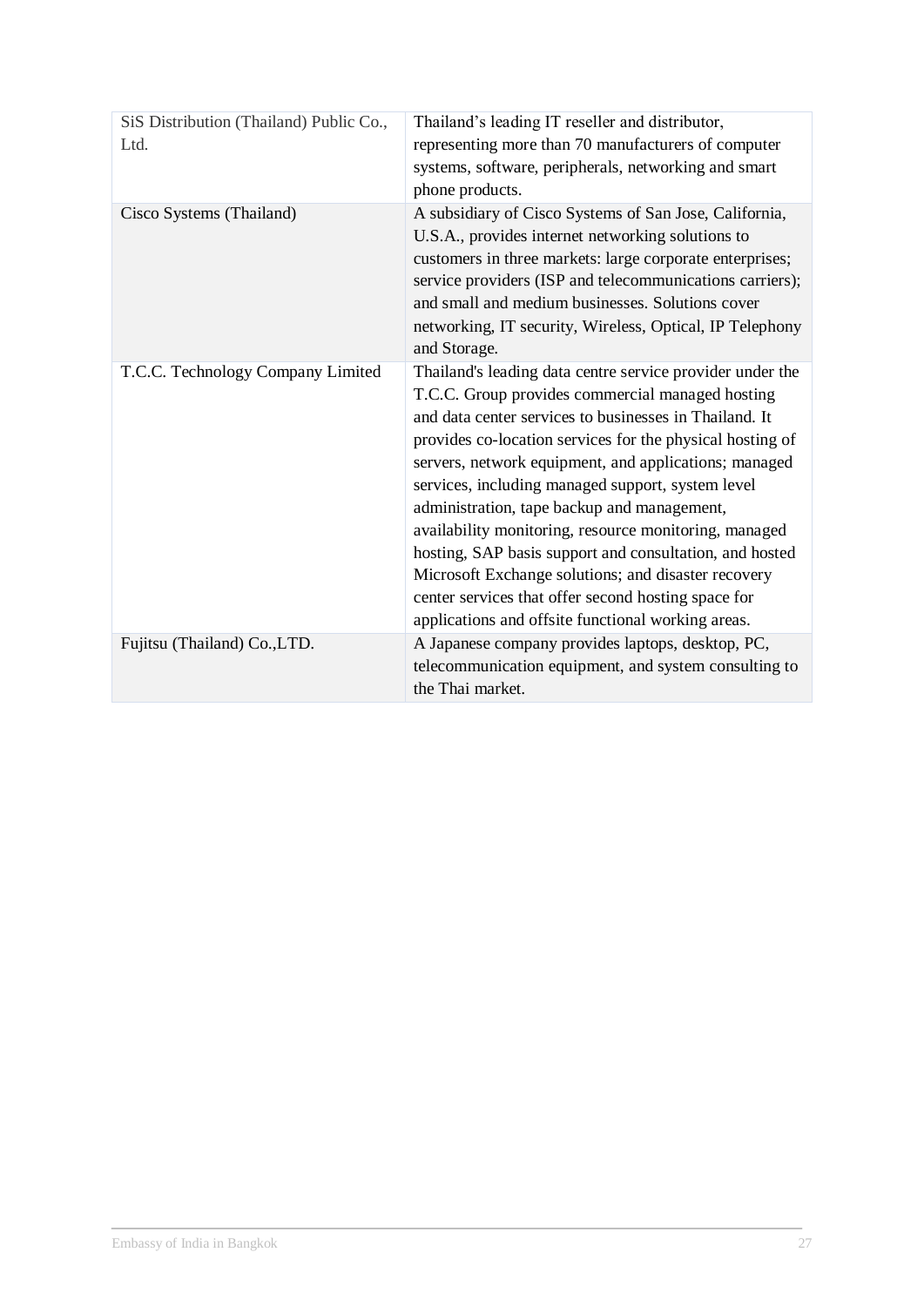| | |
|---|---|
| SiS Distribution (Thailand) Public Co., Ltd. | Thailand's leading IT reseller and distributor, representing more than 70 manufacturers of computer systems, software, peripherals, networking and smart phone products. |
| Cisco Systems (Thailand) | A subsidiary of Cisco Systems of San Jose, California, U.S.A., provides internet networking solutions to customers in three markets: large corporate enterprises; service providers (ISP and telecommunications carriers); and small and medium businesses. Solutions cover networking, IT security, Wireless, Optical, IP Telephony and Storage. |
| T.C.C. Technology Company Limited | Thailand's leading data centre service provider under the T.C.C. Group provides commercial managed hosting and data center services to businesses in Thailand. It provides co-location services for the physical hosting of servers, network equipment, and applications; managed services, including managed support, system level administration, tape backup and management, availability monitoring, resource monitoring, managed hosting, SAP basis support and consultation, and hosted Microsoft Exchange solutions; and disaster recovery center services that offer second hosting space for applications and offsite functional working areas. |
| Fujitsu (Thailand) Co.,LTD. | A Japanese company provides laptops, desktop, PC, telecommunication equipment, and system consulting to the Thai market. |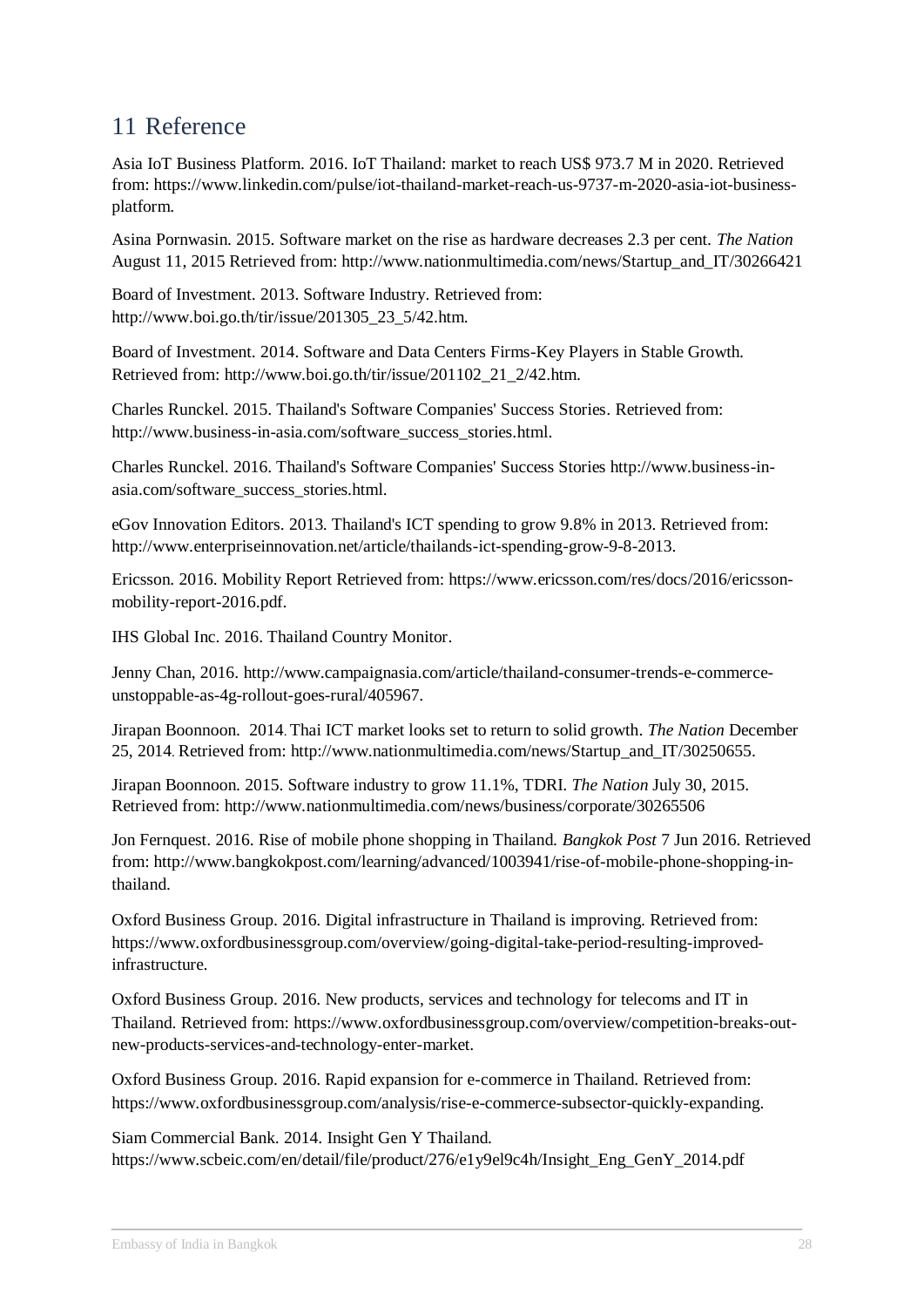# 11 Reference

Asia IoT Business Platform. 2016. IoT Thailand: market to reach US$ 973.7 M in 2020. Retrieved from: https://www.linkedin.com/pulse/iot-thailand-market-reach-us-9737-m-2020-asia-iot-business-platform.

Asina Pornwasin. 2015. Software market on the rise as hardware decreases 2.3 per cent. *The Nation* August 11, 2015 Retrieved from: http://www.nationmultimedia.com/news/Startup_and_IT/30266421

Board of Investment. 2013. Software Industry. Retrieved from: http://www.boi.go.th/tir/issue/201305_23_5/42.htm.

Board of Investment. 2014. Software and Data Centers Firms-Key Players in Stable Growth. Retrieved from: http://www.boi.go.th/tir/issue/201102_21_2/42.htm.

Charles Runckel. 2015. Thailand's Software Companies' Success Stories. Retrieved from: http://www.business-in-asia.com/software_success_stories.html.

Charles Runckel. 2016. Thailand's Software Companies' Success Stories http://www.business-in-asia.com/software_success_stories.html.

eGov Innovation Editors. 2013. Thailand's ICT spending to grow 9.8% in 2013. Retrieved from: http://www.enterpriseinnovation.net/article/thailands-ict-spending-grow-9-8-2013.

Ericsson. 2016. Mobility Report Retrieved from: https://www.ericsson.com/res/docs/2016/ericsson-mobility-report-2016.pdf.

IHS Global Inc. 2016. Thailand Country Monitor.

Jenny Chan, 2016. http://www.campaignasia.com/article/thailand-consumer-trends-e-commerce-unstoppable-as-4g-rollout-goes-rural/405967.

Jirapan Boonnoon. 2014. Thai ICT market looks set to return to solid growth. *The Nation* December 25, 2014. Retrieved from: http://www.nationmultimedia.com/news/Startup_and_IT/30250655.

Jirapan Boonnoon. 2015. Software industry to grow 11.1%, TDRI. *The Nation* July 30, 2015. Retrieved from: http://www.nationmultimedia.com/news/business/corporate/30265506

Jon Fernquest. 2016. Rise of mobile phone shopping in Thailand. *Bangkok Post* 7 Jun 2016. Retrieved from: http://www.bangkokpost.com/learning/advanced/1003941/rise-of-mobile-phone-shopping-in-thailand.

Oxford Business Group. 2016. Digital infrastructure in Thailand is improving. Retrieved from: https://www.oxfordbusinessgroup.com/overview/going-digital-take-period-resulting-improved-infrastructure.

Oxford Business Group. 2016. New products, services and technology for telecoms and IT in Thailand. Retrieved from: https://www.oxfordbusinessgroup.com/overview/competition-breaks-out-new-products-services-and-technology-enter-market.

Oxford Business Group. 2016. Rapid expansion for e-commerce in Thailand. Retrieved from: https://www.oxfordbusinessgroup.com/analysis/rise-e-commerce-subsector-quickly-expanding.

Siam Commercial Bank. 2014. Insight Gen Y Thailand. https://www.scbeic.com/en/detail/file/product/276/e1y9el9c4h/Insight_Eng_GenY_2014.pdf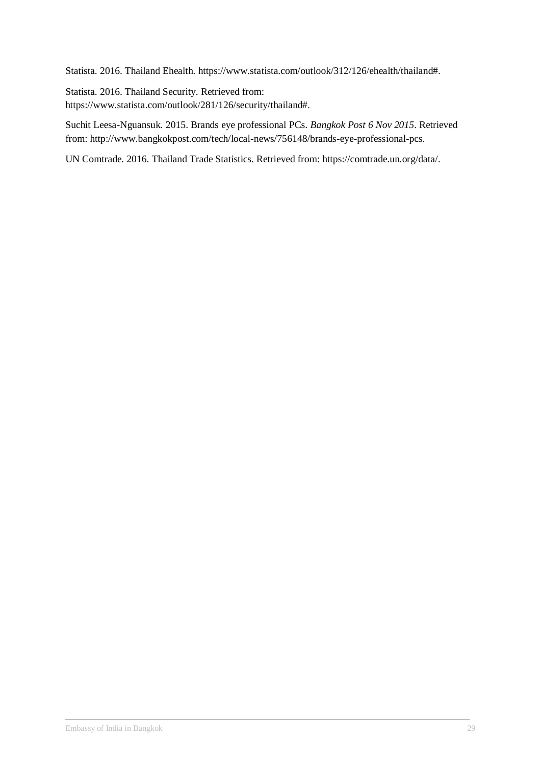Statista. 2016. Thailand Ehealth. https://www.statista.com/outlook/312/126/ehealth/thailand#.

Statista. 2016. Thailand Security. Retrieved from: https://www.statista.com/outlook/281/126/security/thailand#.

Suchit Leesa-Nguansuk. 2015. Brands eye professional PCs. *Bangkok Post 6 Nov 2015*. Retrieved from: http://www.bangkokpost.com/tech/local-news/756148/brands-eye-professional-pcs.

UN Comtrade. 2016. Thailand Trade Statistics. Retrieved from: https://comtrade.un.org/data/.